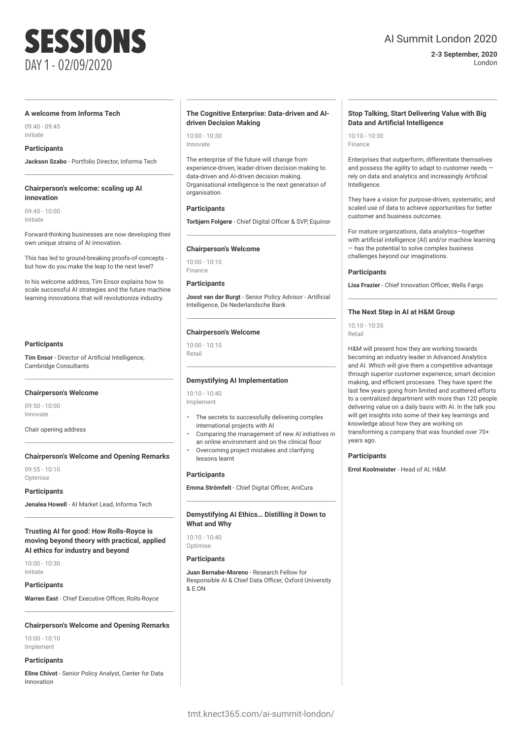# SESSIONS

DAY 1 - 02/09/2020

AI Summit London 2020

**2-3 September, 2020**
London

---

### A welcome from Informa Tech

09:40 - 09:45
Initiate

**Participants**

**Jackson Szabo** - Portfolio Director, Informa Tech

---

### Chairperson's welcome: scaling up AI innovation

09:45 - 10:00
Initiate

Forward-thinking businesses are now developing their own unique strains of AI innovation.

This has led to ground-breaking proofs-of-concepts - but how do you make the leap to the next level?

In his welcome address, Tim Ensor explains how to scale successful AI strategies and the future machine learning innovations that will revolutionize industry.

**Participants**

**Tim Ensor** - Director of Artificial Intelligence, Cambridge Consultants

---

### Chairperson's Welcome

09:50 - 10:00
Innovate

Chair opening address

---

### Chairperson's Welcome and Opening Remarks

09:55 - 10:10
Optimise

**Participants**

**Jenalea Howell** - AI Market Lead, Informa Tech

---

### Trusting AI for good: How Rolls-Royce is moving beyond theory with practical, applied AI ethics for industry and beyond

10:00 - 10:30
Initiate

**Participants**

**Warren East** - Chief Executive Officer, Rolls-Royce

---

### Chairperson's Welcome and Opening Remarks

10:00 - 10:10
Implement

**Participants**

**Eline Chivot** - Senior Policy Analyst, Center for Data Innovation

---

### The Cognitive Enterprise: Data-driven and AI-driven Decision Making

10:00 - 10:30
Innovate

The enterprise of the future will change from experience-driven, leader-driven decision making to data-driven and AI-driven decision making. Organisational intelligence is the next generation of organisation.

**Participants**

**Torbjørn Folgerø** - Chief Digital Officer & SVP, Equinor

---

### Chairperson's Welcome

10:00 - 10:10
Finance

**Participants**

**Joost van der Burgt** - Senior Policy Advisor - Artificial Intelligence, De Nederlandsche Bank

---

### Chairperson's Welcome

10:00 - 10:10
Retail

---

### Demystifying AI Implementation

10:10 - 10:40
Implement

- The secrets to successfully delivering complex international projects with AI
- Comparing the management of new AI initiatives in an online environment and on the clinical floor
- Overcoming project mistakes and clarifying lessons learnt

**Participants**

**Emma Strömfelt** - Chief Digital Officer, AniCura

---

### Demystifying AI Ethics… Distilling it Down to What and Why

10:10 - 10:40
Optimise

**Participants**

**Juan Bernabe-Moreno** - Research Fellow for Responsible AI & Chief Data Officer, Oxford University & E.ON

---

### Stop Talking, Start Delivering Value with Big Data and Artificial Intelligence

10:10 - 10:30
Finance

Enterprises that outperform, differentiate themselves and possess the agility to adapt to customer needs — rely on data and analytics and increasingly Artificial Intelligence.

They have a vision for purpose-driven, systematic, and scaled use of data to achieve opportunities for better customer and business outcomes.

For mature organizations, data analytics—together with artificial intelligence (AI) and/or machine learning — has the potential to solve complex business challenges beyond our imaginations.

**Participants**

**Lisa Frazier** - Chief Innovation Officer, Wells Fargo

---

### The Next Step in AI at H&M Group

10:10 - 10:35
Retail

H&M will present how they are working towards becoming an industry leader in Advanced Analytics and AI. Which will give them a competitive advantage through superior customer experience, smart decision making, and efficient processes. They have spent the last few years going from limited and scattered efforts to a centralized department with more than 120 people delivering value on a daily basis with AI. In the talk you will get insights into some of their key learnings and knowledge about how they are working on transforming a company that was founded over 70+ years ago.

**Participants**

**Errol Koolmeister** - Head of AI, H&M

tmt.knect365.com/ai-summit-london/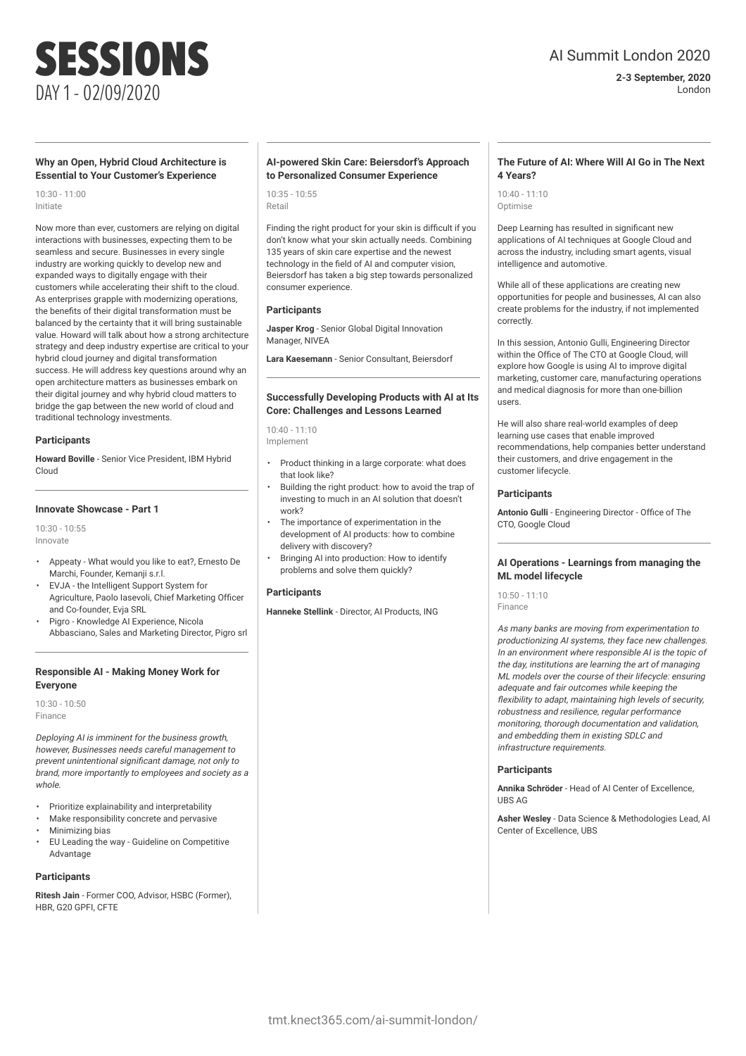# SESSIONS

DAY 1 - 02/09/2020

AI Summit London 2020

**2-3 September, 2020**
London

### Why an Open, Hybrid Cloud Architecture is Essential to Your Customer's Experience

10:30 - 11:00
Initiate

Now more than ever, customers are relying on digital interactions with businesses, expecting them to be seamless and secure. Businesses in every single industry are working quickly to develop new and expanded ways to digitally engage with their customers while accelerating their shift to the cloud. As enterprises grapple with modernizing operations, the benefits of their digital transformation must be balanced by the certainty that it will bring sustainable value. Howard will talk about how a strong architecture strategy and deep industry expertise are critical to your hybrid cloud journey and digital transformation success. He will address key questions around why an open architecture matters as businesses embark on their digital journey and why hybrid cloud matters to bridge the gap between the new world of cloud and traditional technology investments.

**Participants**

**Howard Boville** - Senior Vice President, IBM Hybrid Cloud

### Innovate Showcase - Part 1

10:30 - 10:55
Innovate

- Appeaty - What would you like to eat?, Ernesto De Marchi, Founder, Kemanji s.r.l.
- EVJA - the Intelligent Support System for Agriculture, Paolo Iasevoli, Chief Marketing Officer and Co-founder, Evja SRL
- Pigro - Knowledge AI Experience, Nicola Abbasciano, Sales and Marketing Director, Pigro srl

### Responsible AI - Making Money Work for Everyone

10:30 - 10:50
Finance

*Deploying AI is imminent for the business growth, however, Businesses needs careful management to prevent unintentional significant damage, not only to brand, more importantly to employees and society as a whole.*

- Prioritize explainability and interpretability
- Make responsibility concrete and pervasive
- Minimizing bias
- EU Leading the way - Guideline on Competitive Advantage

**Participants**

**Ritesh Jain** - Former COO, Advisor, HSBC (Former), HBR, G20 GPFI, CFTE

### AI-powered Skin Care: Beiersdorf's Approach to Personalized Consumer Experience

10:35 - 10:55
Retail

Finding the right product for your skin is difficult if you don't know what your skin actually needs. Combining 135 years of skin care expertise and the newest technology in the field of AI and computer vision, Beiersdorf has taken a big step towards personalized consumer experience.

**Participants**

**Jasper Krog** - Senior Global Digital Innovation Manager, NIVEA

**Lara Kaesemann** - Senior Consultant, Beiersdorf

### Successfully Developing Products with AI at Its Core: Challenges and Lessons Learned

10:40 - 11:10
Implement

- Product thinking in a large corporate: what does that look like?
- Building the right product: how to avoid the trap of investing to much in an AI solution that doesn't work?
- The importance of experimentation in the development of AI products: how to combine delivery with discovery?
- Bringing AI into production: How to identify problems and solve them quickly?

**Participants**

**Hanneke Stellink** - Director, AI Products, ING

### The Future of AI: Where Will AI Go in The Next 4 Years?

10:40 - 11:10
Optimise

Deep Learning has resulted in significant new applications of AI techniques at Google Cloud and across the industry, including smart agents, visual intelligence and automotive.

While all of these applications are creating new opportunities for people and businesses, AI can also create problems for the industry, if not implemented correctly.

In this session, Antonio Gulli, Engineering Director within the Office of The CTO at Google Cloud, will explore how Google is using AI to improve digital marketing, customer care, manufacturing operations and medical diagnosis for more than one-billion users.

He will also share real-world examples of deep learning use cases that enable improved recommendations, help companies better understand their customers, and drive engagement in the customer lifecycle.

**Participants**

**Antonio Gulli** - Engineering Director - Office of The CTO, Google Cloud

### AI Operations - Learnings from managing the ML model lifecycle

10:50 - 11:10
Finance

*As many banks are moving from experimentation to productionizing AI systems, they face new challenges. In an environment where responsible AI is the topic of the day, institutions are learning the art of managing ML models over the course of their lifecycle: ensuring adequate and fair outcomes while keeping the flexibility to adapt, maintaining high levels of security, robustness and resilience, regular performance monitoring, thorough documentation and validation, and embedding them in existing SDLC and infrastructure requirements.*

**Participants**

**Annika Schröder** - Head of AI Center of Excellence, UBS AG

**Asher Wesley** - Data Science & Methodologies Lead, AI Center of Excellence, UBS

tmt.knect365.com/ai-summit-london/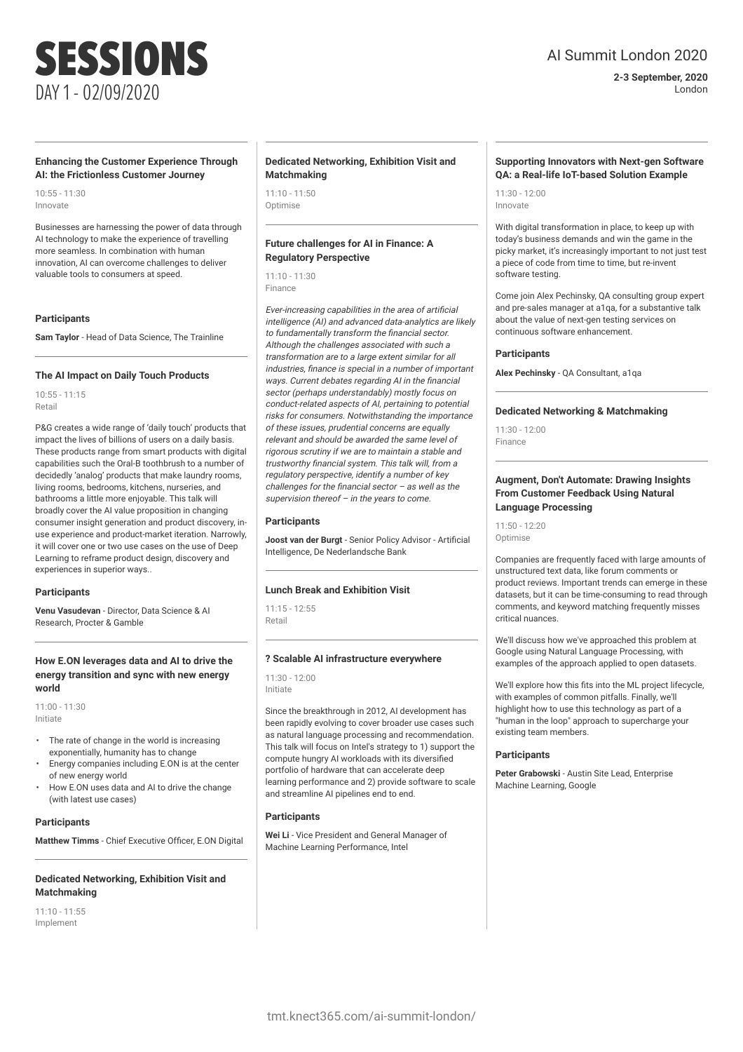# SESSIONS

DAY 1 - 02/09/2020

AI Summit London 2020

**2-3 September, 2020**
London

### Enhancing the Customer Experience Through AI: the Frictionless Customer Journey

10:55 - 11:30
Innovate

Businesses are harnessing the power of data through AI technology to make the experience of travelling more seamless. In combination with human innovation, AI can overcome challenges to deliver valuable tools to consumers at speed.

#### Participants

**Sam Taylor** - Head of Data Science, The Trainline

### The AI Impact on Daily Touch Products

10:55 - 11:15
Retail

P&G creates a wide range of 'daily touch' products that impact the lives of billions of users on a daily basis. These products range from smart products with digital capabilities such the Oral-B toothbrush to a number of decidedly 'analog' products that make laundry rooms, living rooms, bedrooms, kitchens, nurseries, and bathrooms a little more enjoyable. This talk will broadly cover the AI value proposition in changing consumer insight generation and product discovery, in-use experience and product-market iteration. Narrowly, it will cover one or two use cases on the use of Deep Learning to reframe product design, discovery and experiences in superior ways..

#### Participants

**Venu Vasudevan** - Director, Data Science & AI Research, Procter & Gamble

### How E.ON leverages data and AI to drive the energy transition and sync with new energy world

11:00 - 11:30
Initiate

- The rate of change in the world is increasing exponentially, humanity has to change
- Energy companies including E.ON is at the center of new energy world
- How E.ON uses data and AI to drive the change (with latest use cases)

#### Participants

**Matthew Timms** - Chief Executive Officer, E.ON Digital

### Dedicated Networking, Exhibition Visit and Matchmaking

11:10 - 11:55
Implement

### Dedicated Networking, Exhibition Visit and Matchmaking

11:10 - 11:50
Optimise

### Future challenges for AI in Finance: A Regulatory Perspective

11:10 - 11:30
Finance

*Ever-increasing capabilities in the area of artificial intelligence (AI) and advanced data-analytics are likely to fundamentally transform the financial sector. Although the challenges associated with such a transformation are to a large extent similar for all industries, finance is special in a number of important ways. Current debates regarding AI in the financial sector (perhaps understandably) mostly focus on conduct-related aspects of AI, pertaining to potential risks for consumers. Notwithstanding the importance of these issues, prudential concerns are equally relevant and should be awarded the same level of rigorous scrutiny if we are to maintain a stable and trustworthy financial system. This talk will, from a regulatory perspective, identify a number of key challenges for the financial sector – as well as the supervision thereof – in the years to come.*

#### Participants

**Joost van der Burgt** - Senior Policy Advisor - Artificial Intelligence, De Nederlandsche Bank

### Lunch Break and Exhibition Visit

11:15 - 12:55
Retail

### ? Scalable AI infrastructure everywhere

11:30 - 12:00
Initiate

Since the breakthrough in 2012, AI development has been rapidly evolving to cover broader use cases such as natural language processing and recommendation. This talk will focus on Intel's strategy to 1) support the compute hungry AI workloads with its diversified portfolio of hardware that can accelerate deep learning performance and 2) provide software to scale and streamline AI pipelines end to end.

#### Participants

**Wei Li** - Vice President and General Manager of Machine Learning Performance, Intel

### Supporting Innovators with Next-gen Software QA: a Real-life IoT-based Solution Example

11:30 - 12:00
Innovate

With digital transformation in place, to keep up with today's business demands and win the game in the picky market, it's increasingly important to not just test a piece of code from time to time, but re-invent software testing.

Come join Alex Pechinsky, QA consulting group expert and pre-sales manager at a1qa, for a substantive talk about the value of next-gen testing services on continuous software enhancement.

#### Participants

**Alex Pechinsky** - QA Consultant, a1qa

### Dedicated Networking & Matchmaking

11:30 - 12:00
Finance

### Augment, Don't Automate: Drawing Insights From Customer Feedback Using Natural Language Processing

11:50 - 12:20
Optimise

Companies are frequently faced with large amounts of unstructured text data, like forum comments or product reviews. Important trends can emerge in these datasets, but it can be time-consuming to read through comments, and keyword matching frequently misses critical nuances.

We'll discuss how we've approached this problem at Google using Natural Language Processing, with examples of the approach applied to open datasets.

We'll explore how this fits into the ML project lifecycle, with examples of common pitfalls. Finally, we'll highlight how to use this technology as part of a "human in the loop" approach to supercharge your existing team members.

#### Participants

**Peter Grabowski** - Austin Site Lead, Enterprise Machine Learning, Google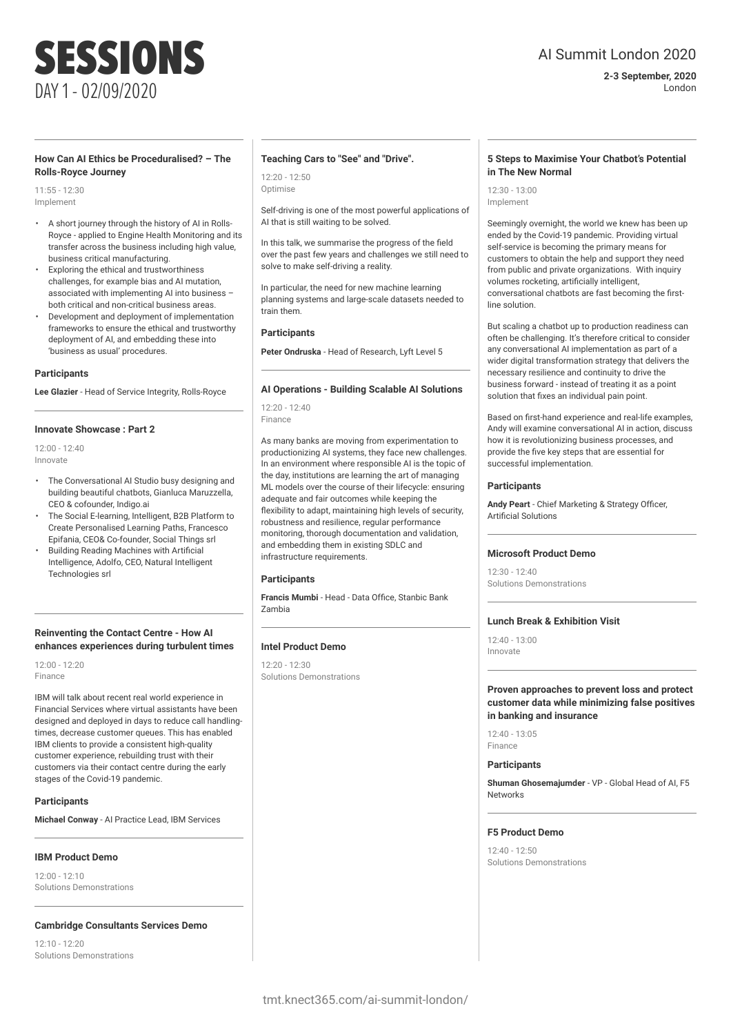# SESSIONS

DAY 1 - 02/09/2020

AI Summit London 2020

**2-3 September, 2020**
London

### How Can AI Ethics be Proceduralised? – The Rolls-Royce Journey

11:55 - 12:30
Implement

- A short journey through the history of AI in Rolls-Royce - applied to Engine Health Monitoring and its transfer across the business including high value, business critical manufacturing.
- Exploring the ethical and trustworthiness challenges, for example bias and AI mutation, associated with implementing AI into business – both critical and non-critical business areas.
- Development and deployment of implementation frameworks to ensure the ethical and trustworthy deployment of AI, and embedding these into 'business as usual' procedures.

**Participants**

**Lee Glazier** - Head of Service Integrity, Rolls-Royce

### Innovate Showcase : Part 2

12:00 - 12:40
Innovate

- The Conversational AI Studio busy designing and building beautiful chatbots, Gianluca Maruzzella, CEO & cofounder, Indigo.ai
- The Social E-learning, Intelligent, B2B Platform to Create Personalised Learning Paths, Francesco Epifania, CEO& Co-founder, Social Things srl
- Building Reading Machines with Artificial Intelligence, Adolfo, CEO, Natural Intelligent Technologies srl

### Reinventing the Contact Centre - How AI enhances experiences during turbulent times

12:00 - 12:20
Finance

IBM will talk about recent real world experience in Financial Services where virtual assistants have been designed and deployed in days to reduce call handling-times, decrease customer queues. This has enabled IBM clients to provide a consistent high-quality customer experience, rebuilding trust with their customers via their contact centre during the early stages of the Covid-19 pandemic.

**Participants**

**Michael Conway** - AI Practice Lead, IBM Services

### IBM Product Demo

12:00 - 12:10
Solutions Demonstrations

### Cambridge Consultants Services Demo

12:10 - 12:20
Solutions Demonstrations

### Teaching Cars to "See" and "Drive".

12:20 - 12:50
Optimise

Self-driving is one of the most powerful applications of AI that is still waiting to be solved.

In this talk, we summarise the progress of the field over the past few years and challenges we still need to solve to make self-driving a reality.

In particular, the need for new machine learning planning systems and large-scale datasets needed to train them.

**Participants**

**Peter Ondruska** - Head of Research, Lyft Level 5

### AI Operations - Building Scalable AI Solutions

12:20 - 12:40
Finance

As many banks are moving from experimentation to productionizing AI systems, they face new challenges. In an environment where responsible AI is the topic of the day, institutions are learning the art of managing ML models over the course of their lifecycle: ensuring adequate and fair outcomes while keeping the flexibility to adapt, maintaining high levels of security, robustness and resilience, regular performance monitoring, thorough documentation and validation, and embedding them in existing SDLC and infrastructure requirements.

**Participants**

**Francis Mumbi** - Head - Data Office, Stanbic Bank Zambia

### Intel Product Demo

12:20 - 12:30
Solutions Demonstrations

### 5 Steps to Maximise Your Chatbot's Potential in The New Normal

12:30 - 13:00
Implement

Seemingly overnight, the world we knew has been up ended by the Covid-19 pandemic. Providing virtual self-service is becoming the primary means for customers to obtain the help and support they need from public and private organizations. With inquiry volumes rocketing, artificially intelligent, conversational chatbots are fast becoming the first-line solution.

But scaling a chatbot up to production readiness can often be challenging. It's therefore critical to consider any conversational AI implementation as part of a wider digital transformation strategy that delivers the necessary resilience and continuity to drive the business forward - instead of treating it as a point solution that fixes an individual pain point.

Based on first-hand experience and real-life examples, Andy will examine conversational AI in action, discuss how it is revolutionizing business processes, and provide the five key steps that are essential for successful implementation.

**Participants**

**Andy Peart** - Chief Marketing & Strategy Officer, Artificial Solutions

### Microsoft Product Demo

12:30 - 12:40
Solutions Demonstrations

### Lunch Break & Exhibition Visit

12:40 - 13:00
Innovate

### Proven approaches to prevent loss and protect customer data while minimizing false positives in banking and insurance

12:40 - 13:05
Finance

**Participants**

**Shuman Ghosemajumder** - VP - Global Head of AI, F5 Networks

### F5 Product Demo

12:40 - 12:50
Solutions Demonstrations

tmt.knect365.com/ai-summit-london/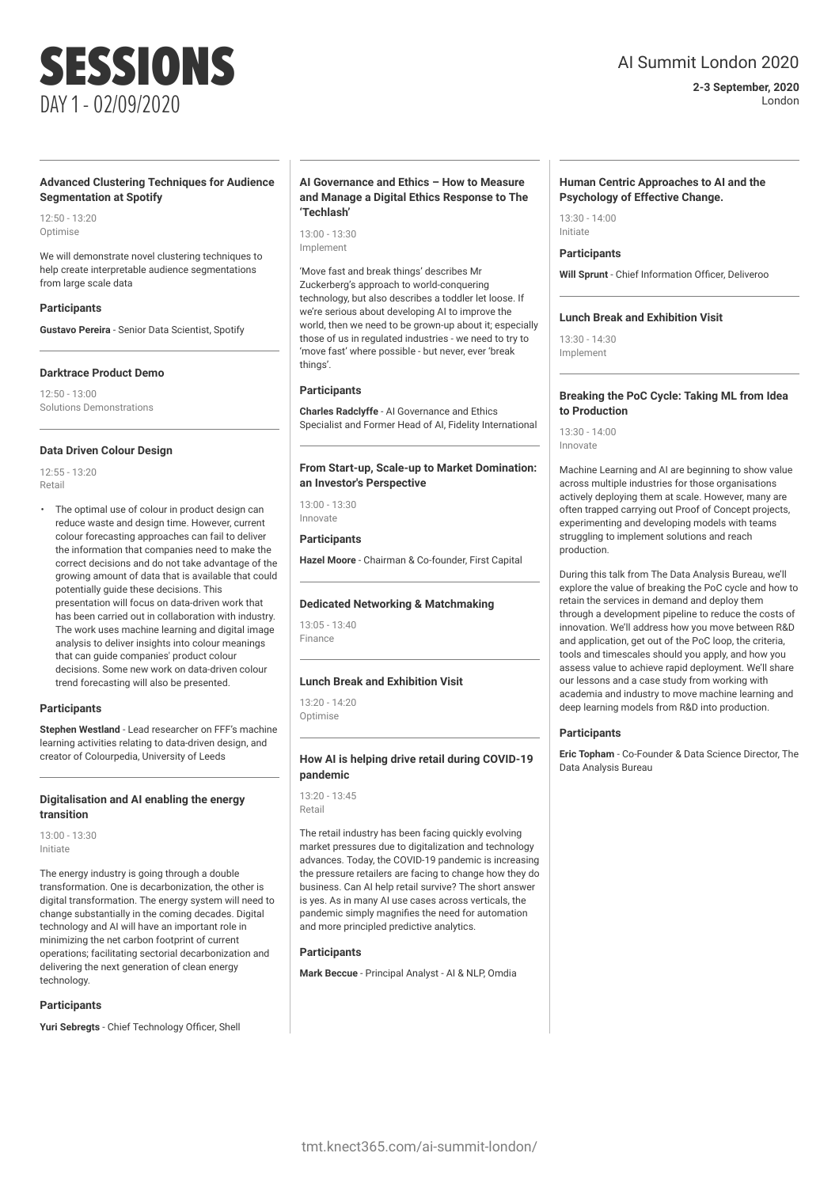# SESSIONS

DAY 1 - 02/09/2020

AI Summit London 2020

**2-3 September, 2020**
London

### Advanced Clustering Techniques for Audience Segmentation at Spotify

12:50 - 13:20
Optimise

We will demonstrate novel clustering techniques to help create interpretable audience segmentations from large scale data

#### Participants

**Gustavo Pereira** - Senior Data Scientist, Spotify

### Darktrace Product Demo

12:50 - 13:00
Solutions Demonstrations

### Data Driven Colour Design

12:55 - 13:20
Retail

- The optimal use of colour in product design can reduce waste and design time. However, current colour forecasting approaches can fail to deliver the information that companies need to make the correct decisions and do not take advantage of the growing amount of data that is available that could potentially guide these decisions. This presentation will focus on data-driven work that has been carried out in collaboration with industry. The work uses machine learning and digital image analysis to deliver insights into colour meanings that can guide companies' product colour decisions. Some new work on data-driven colour trend forecasting will also be presented.

#### Participants

**Stephen Westland** - Lead researcher on FFF's machine learning activities relating to data-driven design, and creator of Colourpedia, University of Leeds

### Digitalisation and AI enabling the energy transition

13:00 - 13:30
Initiate

The energy industry is going through a double transformation. One is decarbonization, the other is digital transformation. The energy system will need to change substantially in the coming decades. Digital technology and AI will have an important role in minimizing the net carbon footprint of current operations; facilitating sectorial decarbonization and delivering the next generation of clean energy technology.

#### Participants

**Yuri Sebregts** - Chief Technology Officer, Shell

### AI Governance and Ethics – How to Measure and Manage a Digital Ethics Response to The 'Techlash'

13:00 - 13:30
Implement

'Move fast and break things' describes Mr Zuckerberg's approach to world-conquering technology, but also describes a toddler let loose. If we're serious about developing AI to improve the world, then we need to be grown-up about it; especially those of us in regulated industries - we need to try to 'move fast' where possible - but never, ever 'break things'.

#### Participants

**Charles Radclyffe** - AI Governance and Ethics Specialist and Former Head of AI, Fidelity International

### From Start-up, Scale-up to Market Domination: an Investor's Perspective

13:00 - 13:30
Innovate

#### Participants

**Hazel Moore** - Chairman & Co-founder, First Capital

### Dedicated Networking & Matchmaking

13:05 - 13:40
Finance

### Lunch Break and Exhibition Visit

13:20 - 14:20
Optimise

### How AI is helping drive retail during COVID-19 pandemic

13:20 - 13:45
Retail

The retail industry has been facing quickly evolving market pressures due to digitalization and technology advances. Today, the COVID-19 pandemic is increasing the pressure retailers are facing to change how they do business. Can AI help retail survive? The short answer is yes. As in many AI use cases across verticals, the pandemic simply magnifies the need for automation and more principled predictive analytics.

#### Participants

**Mark Beccue** - Principal Analyst - AI & NLP, Omdia

### Human Centric Approaches to AI and the Psychology of Effective Change.

13:30 - 14:00
Initiate

#### Participants

**Will Sprunt** - Chief Information Officer, Deliveroo

### Lunch Break and Exhibition Visit

13:30 - 14:30
Implement

### Breaking the PoC Cycle: Taking ML from Idea to Production

13:30 - 14:00
Innovate

Machine Learning and AI are beginning to show value across multiple industries for those organisations actively deploying them at scale. However, many are often trapped carrying out Proof of Concept projects, experimenting and developing models with teams struggling to implement solutions and reach production.

During this talk from The Data Analysis Bureau, we'll explore the value of breaking the PoC cycle and how to retain the services in demand and deploy them through a development pipeline to reduce the costs of innovation. We'll address how you move between R&D and application, get out of the PoC loop, the criteria, tools and timescales should you apply, and how you assess value to achieve rapid deployment. We'll share our lessons and a case study from working with academia and industry to move machine learning and deep learning models from R&D into production.

#### Participants

**Eric Topham** - Co-Founder & Data Science Director, The Data Analysis Bureau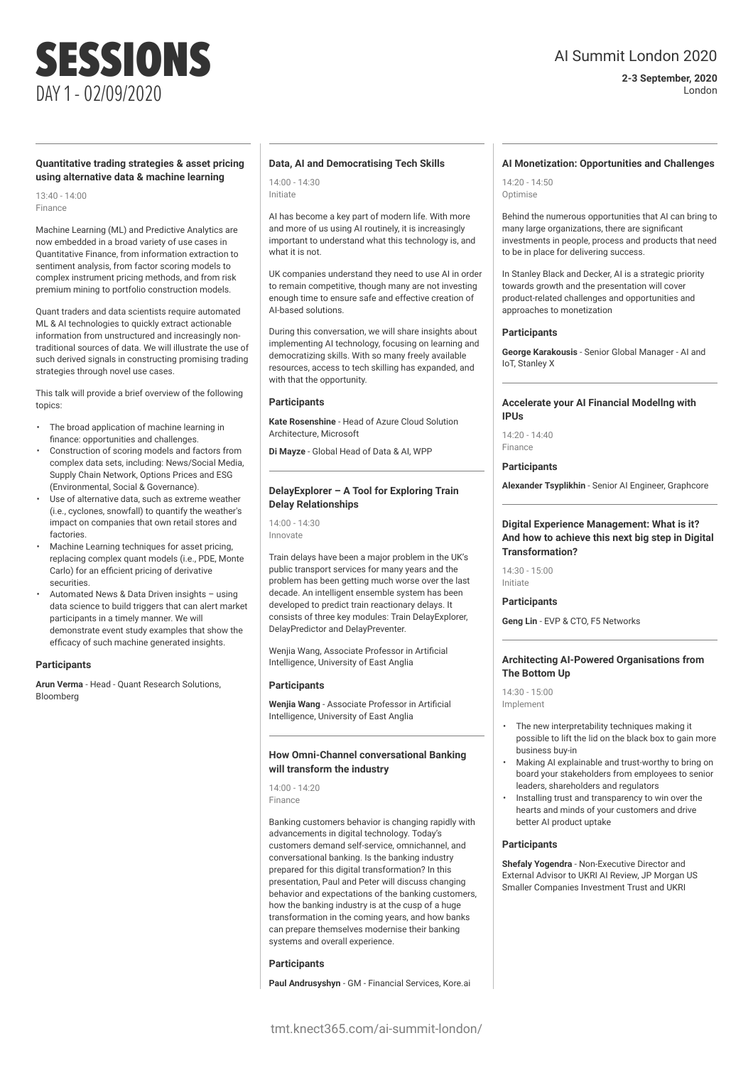# SESSIONS

DAY 1 - 02/09/2020

AI Summit London 2020

**2-3 September, 2020**
London

### Quantitative trading strategies & asset pricing using alternative data & machine learning

13:40 - 14:00
Finance

Machine Learning (ML) and Predictive Analytics are now embedded in a broad variety of use cases in Quantitative Finance, from information extraction to sentiment analysis, from factor scoring models to complex instrument pricing methods, and from risk premium mining to portfolio construction models.

Quant traders and data scientists require automated ML & AI technologies to quickly extract actionable information from unstructured and increasingly non-traditional sources of data. We will illustrate the use of such derived signals in constructing promising trading strategies through novel use cases.

This talk will provide a brief overview of the following topics:

- The broad application of machine learning in finance: opportunities and challenges.
- Construction of scoring models and factors from complex data sets, including: News/Social Media, Supply Chain Network, Options Prices and ESG (Environmental, Social & Governance).
- Use of alternative data, such as extreme weather (i.e., cyclones, snowfall) to quantify the weather's impact on companies that own retail stores and factories.
- Machine Learning techniques for asset pricing, replacing complex quant models (i.e., PDE, Monte Carlo) for an efficient pricing of derivative securities.
- Automated News & Data Driven insights – using data science to build triggers that can alert market participants in a timely manner. We will demonstrate event study examples that show the efficacy of such machine generated insights.

#### Participants

**Arun Verma** - Head - Quant Research Solutions, Bloomberg

### Data, AI and Democratising Tech Skills

14:00 - 14:30
Initiate

AI has become a key part of modern life. With more and more of us using AI routinely, it is increasingly important to understand what this technology is, and what it is not.

UK companies understand they need to use AI in order to remain competitive, though many are not investing enough time to ensure safe and effective creation of AI-based solutions.

During this conversation, we will share insights about implementing AI technology, focusing on learning and democratizing skills. With so many freely available resources, access to tech skilling has expanded, and with that the opportunity.

#### Participants

**Kate Rosenshine** - Head of Azure Cloud Solution Architecture, Microsoft

**Di Mayze** - Global Head of Data & AI, WPP

### DelayExplorer – A Tool for Exploring Train Delay Relationships

14:00 - 14:30
Innovate

Train delays have been a major problem in the UK's public transport services for many years and the problem has been getting much worse over the last decade. An intelligent ensemble system has been developed to predict train reactionary delays. It consists of three key modules: Train DelayExplorer, DelayPredictor and DelayPreventer.

Wenjia Wang, Associate Professor in Artificial Intelligence, University of East Anglia

#### Participants

**Wenjia Wang** - Associate Professor in Artificial Intelligence, University of East Anglia

### How Omni-Channel conversational Banking will transform the industry

14:00 - 14:20
Finance

Banking customers behavior is changing rapidly with advancements in digital technology. Today's customers demand self-service, omnichannel, and conversational banking. Is the banking industry prepared for this digital transformation? In this presentation, Paul and Peter will discuss changing behavior and expectations of the banking customers, how the banking industry is at the cusp of a huge transformation in the coming years, and how banks can prepare themselves modernise their banking systems and overall experience.

#### Participants

**Paul Andrusyshyn** - GM - Financial Services, Kore.ai

### AI Monetization: Opportunities and Challenges

14:20 - 14:50
Optimise

Behind the numerous opportunities that AI can bring to many large organizations, there are significant investments in people, process and products that need to be in place for delivering success.

In Stanley Black and Decker, AI is a strategic priority towards growth and the presentation will cover product-related challenges and opportunities and approaches to monetization

#### Participants

**George Karakousis** - Senior Global Manager - AI and IoT, Stanley X

### Accelerate your AI Financial Modellng with IPUs

14:20 - 14:40
Finance

#### Participants

**Alexander Tsyplikhin** - Senior AI Engineer, Graphcore

### Digital Experience Management: What is it? And how to achieve this next big step in Digital Transformation?

14:30 - 15:00
Initiate

#### Participants

**Geng Lin** - EVP & CTO, F5 Networks

### Architecting AI-Powered Organisations from The Bottom Up

14:30 - 15:00
Implement

- The new interpretability techniques making it possible to lift the lid on the black box to gain more business buy-in
- Making AI explainable and trust-worthy to bring on board your stakeholders from employees to senior leaders, shareholders and regulators
- Installing trust and transparency to win over the hearts and minds of your customers and drive better AI product uptake

#### Participants

**Shefaly Yogendra** - Non-Executive Director and External Advisor to UKRI AI Review, JP Morgan US Smaller Companies Investment Trust and UKRI

tmt.knect365.com/ai-summit-london/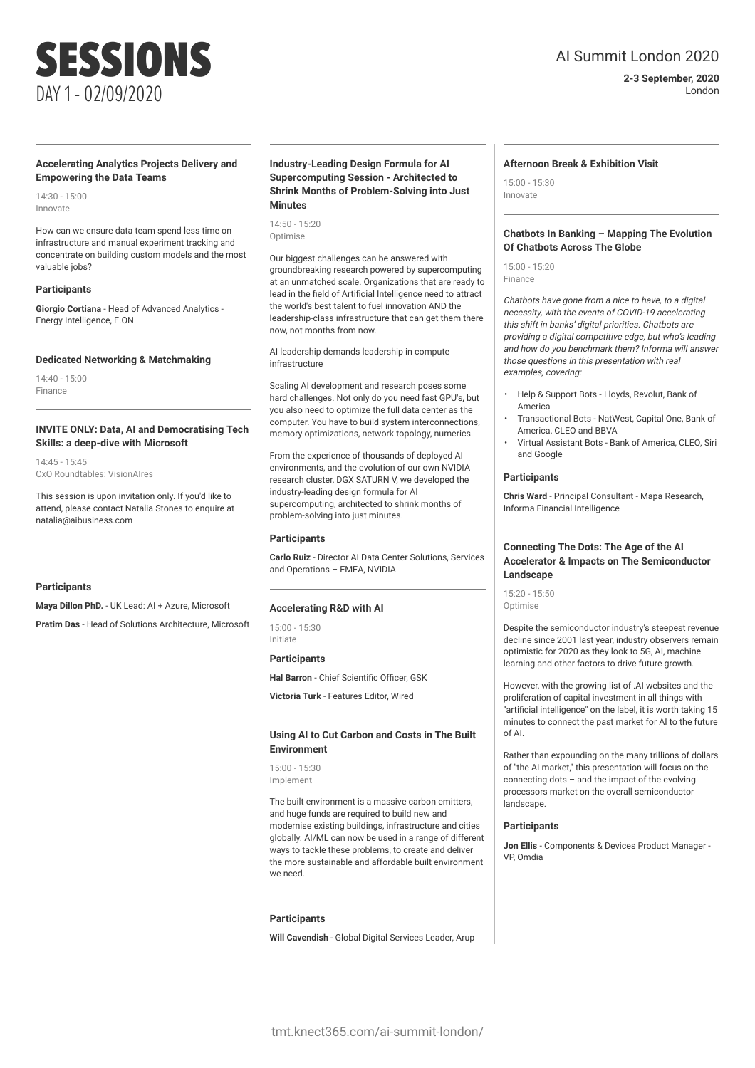# SESSIONS

DAY 1 - 02/09/2020

### Accelerating Analytics Projects Delivery and Empowering the Data Teams

14:30 - 15:00
Innovate

How can we ensure data team spend less time on infrastructure and manual experiment tracking and concentrate on building custom models and the most valuable jobs?

**Participants**

**Giorgio Cortiana** - Head of Advanced Analytics - Energy Intelligence, E.ON

### Dedicated Networking & Matchmaking

14:40 - 15:00
Finance

### INVITE ONLY: Data, AI and Democratising Tech Skills: a deep-dive with Microsoft

14:45 - 15:45
CxO Roundtables: VisionAIres

This session is upon invitation only. If you'd like to attend, please contact Natalia Stones to enquire at natalia@aibusiness.com

**Participants**

**Maya Dillon PhD.** - UK Lead: AI + Azure, Microsoft

**Pratim Das** - Head of Solutions Architecture, Microsoft

### Industry-Leading Design Formula for AI Supercomputing Session - Architected to Shrink Months of Problem-Solving into Just Minutes

14:50 - 15:20
Optimise

Our biggest challenges can be answered with groundbreaking research powered by supercomputing at an unmatched scale. Organizations that are ready to lead in the field of Artificial Intelligence need to attract the world's best talent to fuel innovation AND the leadership-class infrastructure that can get them there now, not months from now.

AI leadership demands leadership in compute infrastructure

Scaling AI development and research poses some hard challenges. Not only do you need fast GPU's, but you also need to optimize the full data center as the computer. You have to build system interconnections, memory optimizations, network topology, numerics.

From the experience of thousands of deployed AI environments, and the evolution of our own NVIDIA research cluster, DGX SATURN V, we developed the industry-leading design formula for AI supercomputing, architected to shrink months of problem-solving into just minutes.

**Participants**

**Carlo Ruiz** - Director AI Data Center Solutions, Services and Operations – EMEA, NVIDIA

### Accelerating R&D with AI

15:00 - 15:30
Initiate

**Participants**

**Hal Barron** - Chief Scientific Officer, GSK

**Victoria Turk** - Features Editor, Wired

### Using AI to Cut Carbon and Costs in The Built Environment

15:00 - 15:30
Implement

The built environment is a massive carbon emitters, and huge funds are required to build new and modernise existing buildings, infrastructure and cities globally. AI/ML can now be used in a range of different ways to tackle these problems, to create and deliver the more sustainable and affordable built environment we need.

**Participants**

**Will Cavendish** - Global Digital Services Leader, Arup

### Afternoon Break & Exhibition Visit

15:00 - 15:30
Innovate

### Chatbots In Banking – Mapping The Evolution Of Chatbots Across The Globe

15:00 - 15:20
Finance

*Chatbots have gone from a nice to have, to a digital necessity, with the events of COVID-19 accelerating this shift in banks' digital priorities. Chatbots are providing a digital competitive edge, but who's leading and how do you benchmark them? Informa will answer those questions in this presentation with real examples, covering:*

- Help & Support Bots - Lloyds, Revolut, Bank of America
- Transactional Bots - NatWest, Capital One, Bank of America, CLEO and BBVA
- Virtual Assistant Bots - Bank of America, CLEO, Siri and Google

**Participants**

**Chris Ward** - Principal Consultant - Mapa Research, Informa Financial Intelligence

### Connecting The Dots: The Age of the AI Accelerator & Impacts on The Semiconductor Landscape

15:20 - 15:50
Optimise

Despite the semiconductor industry's steepest revenue decline since 2001 last year, industry observers remain optimistic for 2020 as they look to 5G, AI, machine learning and other factors to drive future growth.

However, with the growing list of .AI websites and the proliferation of capital investment in all things with "artificial intelligence" on the label, it is worth taking 15 minutes to connect the past market for AI to the future of AI.

Rather than expounding on the many trillions of dollars of "the AI market," this presentation will focus on the connecting dots – and the impact of the evolving processors market on the overall semiconductor landscape.

**Participants**

**Jon Ellis** - Components & Devices Product Manager - VP, Omdia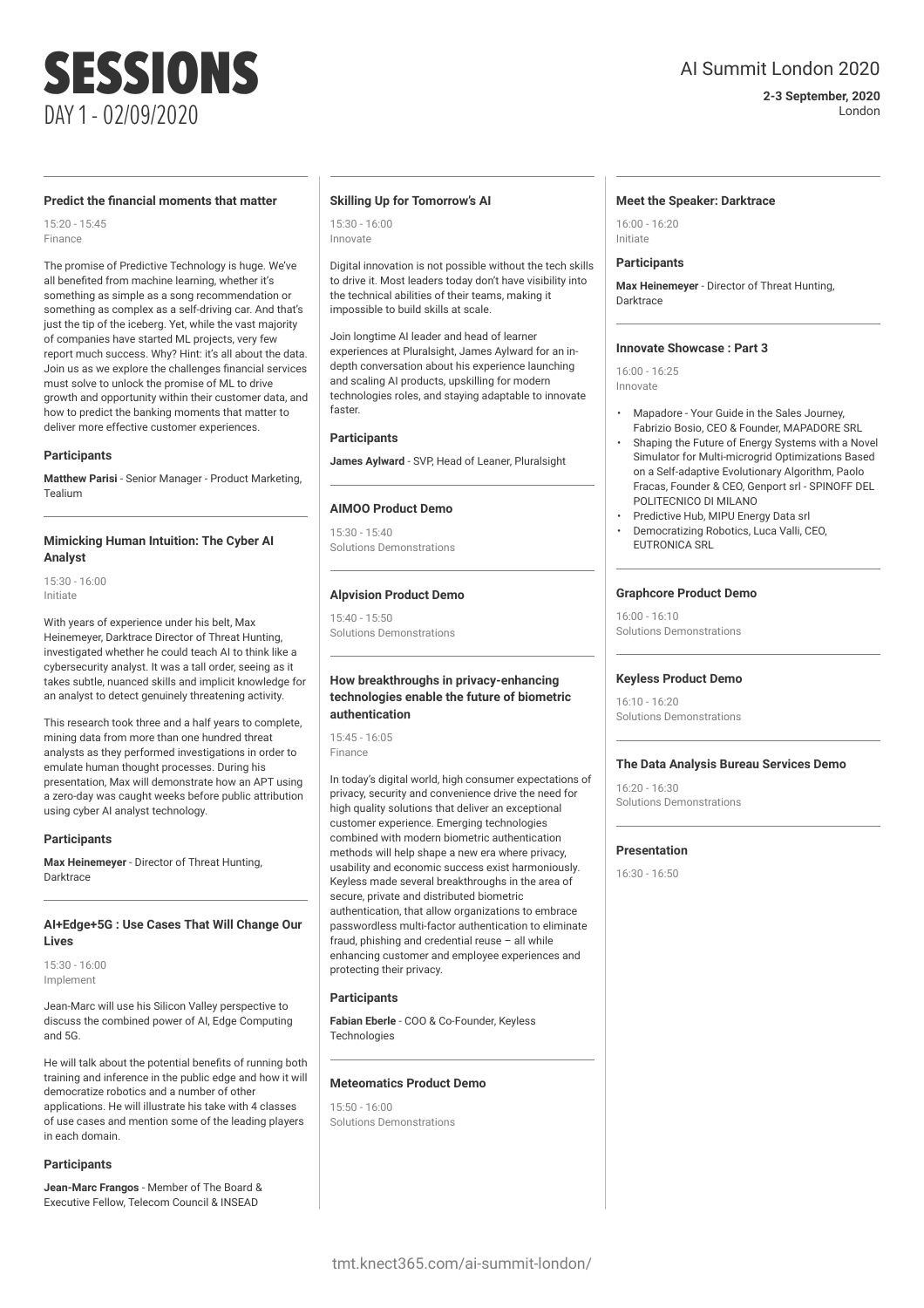# SESSIONS

DAY 1 - 02/09/2020

AI Summit London 2020

**2-3 September, 2020**
London

### Predict the financial moments that matter

15:20 - 15:45
Finance

The promise of Predictive Technology is huge. We've all benefited from machine learning, whether it's something as simple as a song recommendation or something as complex as a self-driving car. And that's just the tip of the iceberg. Yet, while the vast majority of companies have started ML projects, very few report much success. Why? Hint: it's all about the data. Join us as we explore the challenges financial services must solve to unlock the promise of ML to drive growth and opportunity within their customer data, and how to predict the banking moments that matter to deliver more effective customer experiences.

**Participants**

**Matthew Parisi** - Senior Manager - Product Marketing, Tealium

### Mimicking Human Intuition: The Cyber AI Analyst

15:30 - 16:00
Initiate

With years of experience under his belt, Max Heinemeyer, Darktrace Director of Threat Hunting, investigated whether he could teach AI to think like a cybersecurity analyst. It was a tall order, seeing as it takes subtle, nuanced skills and implicit knowledge for an analyst to detect genuinely threatening activity.

This research took three and a half years to complete, mining data from more than one hundred threat analysts as they performed investigations in order to emulate human thought processes. During his presentation, Max will demonstrate how an APT using a zero-day was caught weeks before public attribution using cyber AI analyst technology.

**Participants**

**Max Heinemeyer** - Director of Threat Hunting, Darktrace

### AI+Edge+5G : Use Cases That Will Change Our Lives

15:30 - 16:00
Implement

Jean-Marc will use his Silicon Valley perspective to discuss the combined power of AI, Edge Computing and 5G.

He will talk about the potential benefits of running both training and inference in the public edge and how it will democratize robotics and a number of other applications. He will illustrate his take with 4 classes of use cases and mention some of the leading players in each domain.

**Participants**

**Jean-Marc Frangos** - Member of The Board & Executive Fellow, Telecom Council & INSEAD

### Skilling Up for Tomorrow's AI

15:30 - 16:00
Innovate

Digital innovation is not possible without the tech skills to drive it. Most leaders today don't have visibility into the technical abilities of their teams, making it impossible to build skills at scale.

Join longtime AI leader and head of learner experiences at Pluralsight, James Aylward for an in-depth conversation about his experience launching and scaling AI products, upskilling for modern technologies roles, and staying adaptable to innovate faster.

**Participants**

**James Aylward** - SVP, Head of Leaner, Pluralsight

### AIMOO Product Demo

15:30 - 15:40
Solutions Demonstrations

### Alpvision Product Demo

15:40 - 15:50
Solutions Demonstrations

### How breakthroughs in privacy-enhancing technologies enable the future of biometric authentication

15:45 - 16:05
Finance

In today's digital world, high consumer expectations of privacy, security and convenience drive the need for high quality solutions that deliver an exceptional customer experience. Emerging technologies combined with modern biometric authentication methods will help shape a new era where privacy, usability and economic success exist harmoniously. Keyless made several breakthroughs in the area of secure, private and distributed biometric authentication, that allow organizations to embrace passwordless multi-factor authentication to eliminate fraud, phishing and credential reuse – all while enhancing customer and employee experiences and protecting their privacy.

**Participants**

**Fabian Eberle** - COO & Co-Founder, Keyless Technologies

### Meteomatics Product Demo

15:50 - 16:00
Solutions Demonstrations

### Meet the Speaker: Darktrace

16:00 - 16:20
Initiate

**Participants**

**Max Heinemeyer** - Director of Threat Hunting, Darktrace

### Innovate Showcase : Part 3

16:00 - 16:25
Innovate

- Mapadore - Your Guide in the Sales Journey, Fabrizio Bosio, CEO & Founder, MAPADORE SRL
- Shaping the Future of Energy Systems with a Novel Simulator for Multi-microgrid Optimizations Based on a Self-adaptive Evolutionary Algorithm, Paolo Fracas, Founder & CEO, Genport srl - SPINOFF DEL POLITECNICO DI MILANO
- Predictive Hub, MIPU Energy Data srl
- Democratizing Robotics, Luca Valli, CEO, EUTRONICA SRL

### Graphcore Product Demo

16:00 - 16:10
Solutions Demonstrations

### Keyless Product Demo

16:10 - 16:20
Solutions Demonstrations

### The Data Analysis Bureau Services Demo

16:20 - 16:30
Solutions Demonstrations

### Presentation

16:30 - 16:50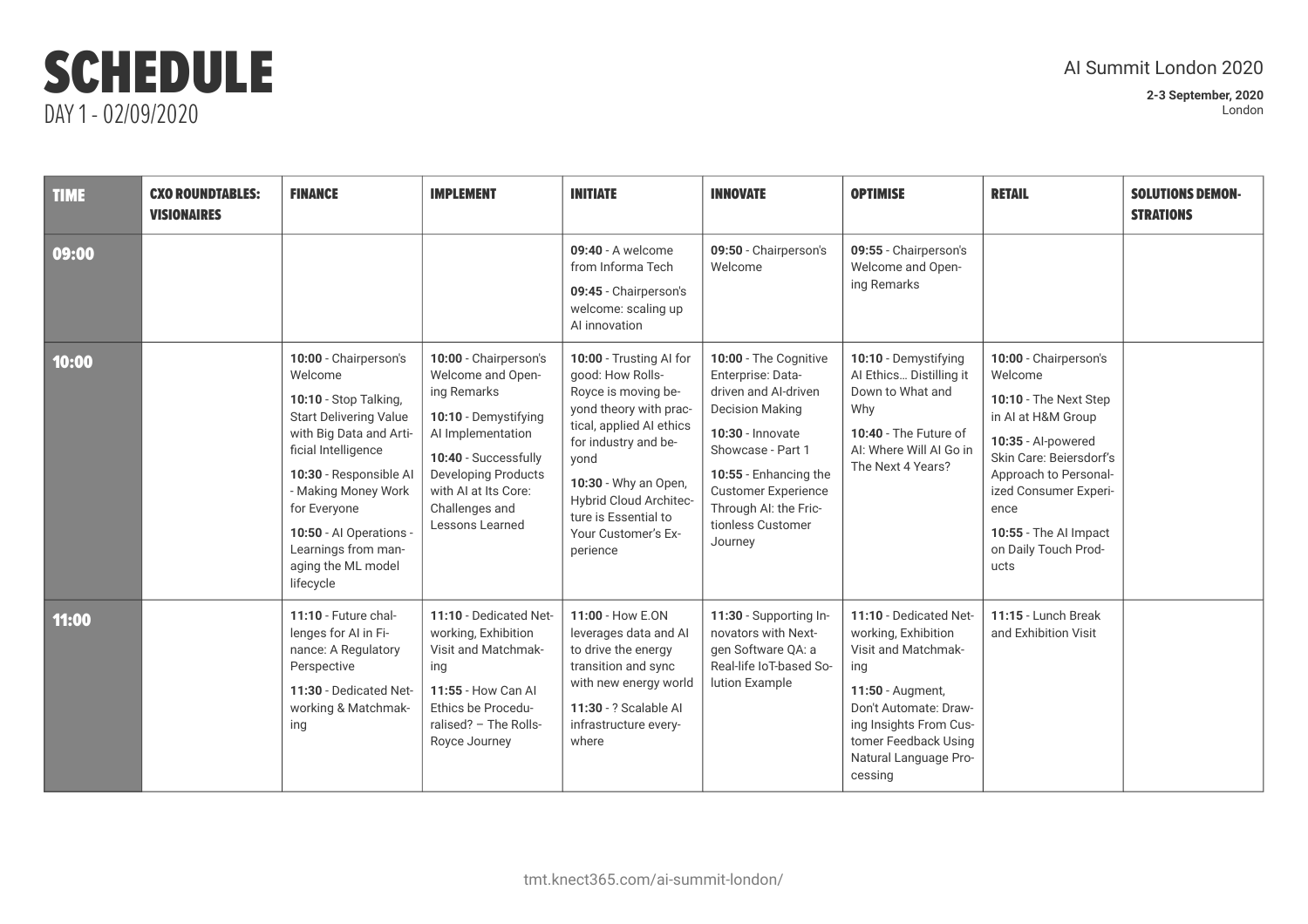# SCHEDULE

DAY 1 - 02/09/2020

AI Summit London 2020

**2-3 September, 2020**
London

| TIME | CXO ROUNDTABLES: VISIONAIRES | FINANCE | IMPLEMENT | INITIATE | INNOVATE | OPTIMISE | RETAIL | SOLUTIONS DEMONSTRATIONS |
|---|---|---|---|---|---|---|---|---|
| **09:00** | | | | **09:40** - A welcome from Informa Tech<br>**09:45** - Chairperson's welcome: scaling up AI innovation | **09:50** - Chairperson's Welcome | **09:55** - Chairperson's Welcome and Opening Remarks | | |
| **10:00** | | **10:00** - Chairperson's Welcome<br>**10:10** - Stop Talking, Start Delivering Value with Big Data and Artificial Intelligence<br>**10:30** - Responsible AI - Making Money Work for Everyone<br>**10:50** - AI Operations - Learnings from managing the ML model lifecycle | **10:00** - Chairperson's Welcome and Opening Remarks<br>**10:10** - Demystifying AI Implementation<br>**10:40** - Successfully Developing Products with AI at Its Core: Challenges and Lessons Learned | **10:00** - Trusting AI for good: How Rolls-Royce is moving beyond theory with practical, applied AI ethics for industry and beyond<br>**10:30** - Why an Open, Hybrid Cloud Architecture is Essential to Your Customer's Experience | **10:00** - The Cognitive Enterprise: Data-driven and AI-driven Decision Making<br>**10:30** - Innovate Showcase - Part 1<br>**10:55** - Enhancing the Customer Experience Through AI: the Frictionless Customer Journey | **10:10** - Demystifying AI Ethics… Distilling it Down to What and Why<br>**10:40** - The Future of AI: Where Will AI Go in The Next 4 Years? | **10:00** - Chairperson's Welcome<br>**10:10** - The Next Step in AI at H&M Group<br>**10:35** - AI-powered Skin Care: Beiersdorf's Approach to Personalized Consumer Experience<br>**10:55** - The AI Impact on Daily Touch Products | |
| **11:00** | | **11:10** - Future challenges for AI in Finance: A Regulatory Perspective<br>**11:30** - Dedicated Networking & Matchmaking | **11:10** - Dedicated Networking, Exhibition Visit and Matchmaking<br>**11:55** - How Can AI Ethics be Proceduralised? – The Rolls-Royce Journey | **11:00** - How E.ON leverages data and AI to drive the energy transition and sync with new energy world<br>**11:30** - ? Scalable AI infrastructure everywhere | **11:30** - Supporting Innovators with Next-gen Software QA: a Real-life IoT-based Solution Example | **11:10** - Dedicated Networking, Exhibition Visit and Matchmaking<br>**11:50** - Augment, Don't Automate: Drawing Insights From Customer Feedback Using Natural Language Processing | **11:15** - Lunch Break and Exhibition Visit | |

tmt.knect365.com/ai-summit-london/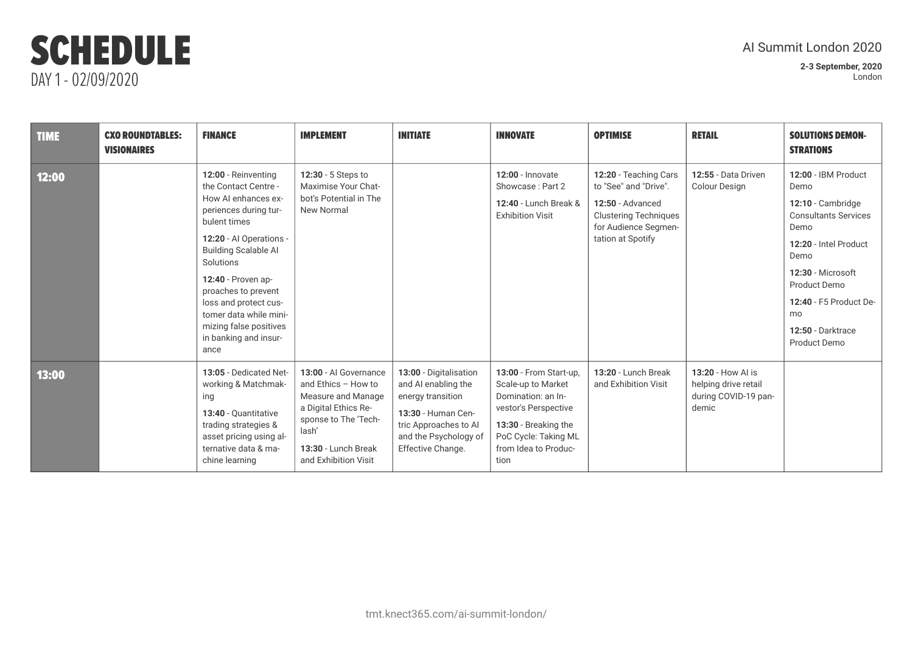# SCHEDULE

DAY 1 - 02/09/2020

AI Summit London 2020

**2-3 September, 2020**
London

| TIME | CXO ROUNDTABLES: VISIONAIRES | FINANCE | IMPLEMENT | INITIATE | INNOVATE | OPTIMISE | RETAIL | SOLUTIONS DEMONSTRATIONS |
|---|---|---|---|---|---|---|---|---|
| **12:00** | | **12:00** - Reinventing the Contact Centre - How AI enhances experiences during turbulent times<br><br>**12:20** - AI Operations - Building Scalable AI Solutions<br><br>**12:40** - Proven approaches to prevent loss and protect customer data while minimizing false positives in banking and insurance | **12:30** - 5 Steps to Maximise Your Chatbot's Potential in The New Normal | | **12:00** - Innovate Showcase : Part 2<br><br>**12:40** - Lunch Break & Exhibition Visit | **12:20** - Teaching Cars to "See" and "Drive".<br><br>**12:50** - Advanced Clustering Techniques for Audience Segmentation at Spotify | **12:55** - Data Driven Colour Design | **12:00** - IBM Product Demo<br><br>**12:10** - Cambridge Consultants Services Demo<br><br>**12:20** - Intel Product Demo<br><br>**12:30** - Microsoft Product Demo<br><br>**12:40** - F5 Product Demo<br><br>**12:50** - Darktrace Product Demo |
| **13:00** | | **13:05** - Dedicated Networking & Matchmaking<br><br>**13:40** - Quantitative trading strategies & asset pricing using alternative data & machine learning | **13:00** - AI Governance and Ethics – How to Measure and Manage a Digital Ethics Response to The 'Techlash'<br><br>**13:30** - Lunch Break and Exhibition Visit | **13:00** - Digitalisation and AI enabling the energy transition<br><br>**13:30** - Human Centric Approaches to AI and the Psychology of Effective Change. | **13:00** - From Start-up, Scale-up to Market Domination: an Investor's Perspective<br><br>**13:30** - Breaking the PoC Cycle: Taking ML from Idea to Production | **13:20** - Lunch Break and Exhibition Visit | **13:20** - How AI is helping drive retail during COVID-19 pandemic | |

tmt.knect365.com/ai-summit-london/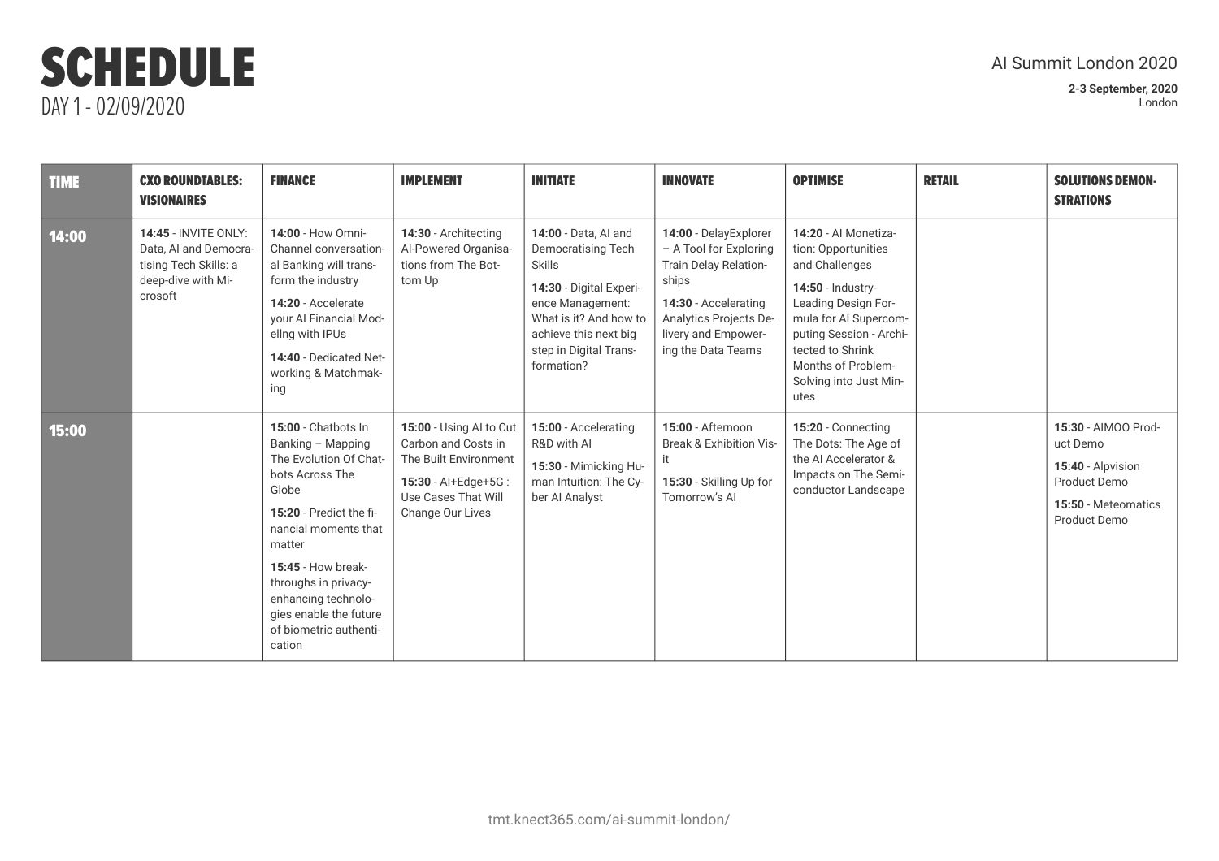# SCHEDULE

DAY 1 - 02/09/2020

AI Summit London 2020

**2-3 September, 2020**
London

| TIME | CXO ROUNDTABLES: VISIONAIRES | FINANCE | IMPLEMENT | INITIATE | INNOVATE | OPTIMISE | RETAIL | SOLUTIONS DEMONSTRATIONS |
|---|---|---|---|---|---|---|---|---|
| **14:00** | **14:45** - INVITE ONLY: Data, AI and Democratising Tech Skills: a deep-dive with Microsoft | **14:00** - How Omni-Channel conversational Banking will transform the industry<br>**14:20** - Accelerate your AI Financial Modellng with IPUs<br>**14:40** - Dedicated Networking & Matchmaking | **14:30** - Architecting AI-Powered Organisations from The Bottom Up | **14:00** - Data, AI and Democratising Tech Skills<br>**14:30** - Digital Experience Management: What is it? And how to achieve this next big step in Digital Transformation? | **14:00** - DelayExplorer – A Tool for Exploring Train Delay Relationships<br>**14:30** - Accelerating Analytics Projects Delivery and Empowering the Data Teams | **14:20** - AI Monetization: Opportunities and Challenges<br>**14:50** - Industry-Leading Design Formula for AI Supercomputing Session - Architected to Shrink Months of Problem-Solving into Just Minutes | | |
| **15:00** | | **15:00** - Chatbots In Banking – Mapping The Evolution Of Chatbots Across The Globe<br>**15:20** - Predict the financial moments that matter<br>**15:45** - How breakthroughs in privacy-enhancing technologies enable the future of biometric authentication | **15:00** - Using AI to Cut Carbon and Costs in The Built Environment<br>**15:30** - AI+Edge+5G : Use Cases That Will Change Our Lives | **15:00** - Accelerating R&D with AI<br>**15:30** - Mimicking Human Intuition: The Cyber AI Analyst | **15:00** - Afternoon Break & Exhibition Visit<br>**15:30** - Skilling Up for Tomorrow's AI | **15:20** - Connecting The Dots: The Age of the AI Accelerator & Impacts on The Semiconductor Landscape | | **15:30** - AIMOO Product Demo<br>**15:40** - Alpvision Product Demo<br>**15:50** - Meteomatics Product Demo |

tmt.knect365.com/ai-summit-london/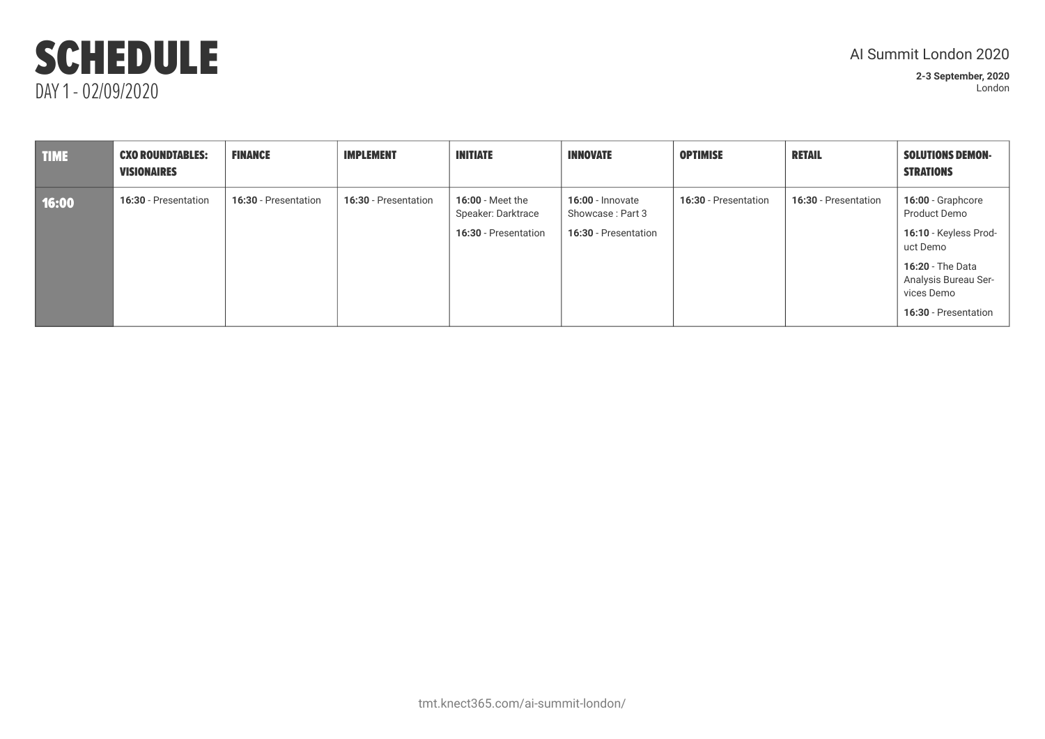# SCHEDULE

DAY 1 - 02/09/2020

AI Summit London 2020

**2-3 September, 2020**
London

| TIME | CXO ROUNDTABLES: VISIONAIRES | FINANCE | IMPLEMENT | INITIATE | INNOVATE | OPTIMISE | RETAIL | SOLUTIONS DEMONSTRATIONS |
|---|---|---|---|---|---|---|---|---|
| **16:00** | **16:30** - Presentation | **16:30** - Presentation | **16:30** - Presentation | **16:00** - Meet the Speaker: Darktrace<br>**16:30** - Presentation | **16:00** - Innovate Showcase : Part 3<br>**16:30** - Presentation | **16:30** - Presentation | **16:30** - Presentation | **16:00** - Graphcore Product Demo<br>**16:10** - Keyless Product Demo<br>**16:20** - The Data Analysis Bureau Services Demo<br>**16:30** - Presentation |

tmt.knect365.com/ai-summit-london/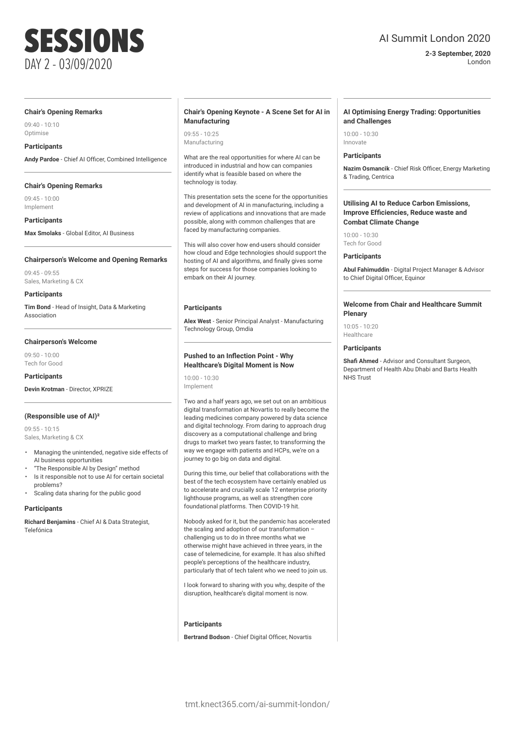# SESSIONS

DAY 2 - 03/09/2020

AI Summit London 2020

**2-3 September, 2020**
London

### Chair's Opening Remarks

09:40 - 10:10
Optimise

**Participants**

**Andy Pardoe** - Chief AI Officer, Combined Intelligence

### Chair's Opening Remarks

09:45 - 10:00
Implement

**Participants**

**Max Smolaks** - Global Editor, AI Business

### Chairperson's Welcome and Opening Remarks

09:45 - 09:55
Sales, Marketing & CX

**Participants**

**Tim Bond** - Head of Insight, Data & Marketing Association

### Chairperson's Welcome

09:50 - 10:00
Tech for Good

**Participants**

**Devin Krotman** - Director, XPRIZE

### (Responsible use of AI)²

09:55 - 10:15
Sales, Marketing & CX

- Managing the unintended, negative side effects of AI business opportunities
- "The Responsible AI by Design" method
- Is it responsible not to use AI for certain societal problems?
- Scaling data sharing for the public good

**Participants**

**Richard Benjamins** - Chief AI & Data Strategist, Telefónica

### Chair's Opening Keynote - A Scene Set for AI in Manufacturing

09:55 - 10:25
Manufacturing

What are the real opportunities for where AI can be introduced in industrial and how can companies identify what is feasible based on where the technology is today.

This presentation sets the scene for the opportunities and development of AI in manufacturing, including a review of applications and innovations that are made possible, along with common challenges that are faced by manufacturing companies.

This will also cover how end-users should consider how cloud and Edge technologies should support the hosting of AI and algorithms, and finally gives some steps for success for those companies looking to embark on their AI journey.

**Participants**

**Alex West** - Senior Principal Analyst - Manufacturing Technology Group, Omdia

### Pushed to an Inflection Point - Why Healthcare's Digital Moment is Now

10:00 - 10:30
Implement

Two and a half years ago, we set out on an ambitious digital transformation at Novartis to really become the leading medicines company powered by data science and digital technology. From daring to approach drug discovery as a computational challenge and bring drugs to market two years faster, to transforming the way we engage with patients and HCPs, we're on a journey to go big on data and digital.

During this time, our belief that collaborations with the best of the tech ecosystem have certainly enabled us to accelerate and crucially scale 12 enterprise priority lighthouse programs, as well as strengthen core foundational platforms. Then COVID-19 hit.

Nobody asked for it, but the pandemic has accelerated the scaling and adoption of our transformation – challenging us to do in three months what we otherwise might have achieved in three years, in the case of telemedicine, for example. It has also shifted people's perceptions of the healthcare industry, particularly that of tech talent who we need to join us.

I look forward to sharing with you why, despite of the disruption, healthcare's digital moment is now.

**Participants**

**Bertrand Bodson** - Chief Digital Officer, Novartis

### AI Optimising Energy Trading: Opportunities and Challenges

10:00 - 10:30
Innovate

**Participants**

**Nazim Osmancik** - Chief Risk Officer, Energy Marketing & Trading, Centrica

### Utilising AI to Reduce Carbon Emissions, Improve Efficiencies, Reduce waste and Combat Climate Change

10:00 - 10:30
Tech for Good

**Participants**

**Abul Fahimuddin** - Digital Project Manager & Advisor to Chief Digital Officer, Equinor

### Welcome from Chair and Healthcare Summit Plenary

10:05 - 10:20
Healthcare

**Participants**

**Shafi Ahmed** - Advisor and Consultant Surgeon, Department of Health Abu Dhabi and Barts Health NHS Trust

tmt.knect365.com/ai-summit-london/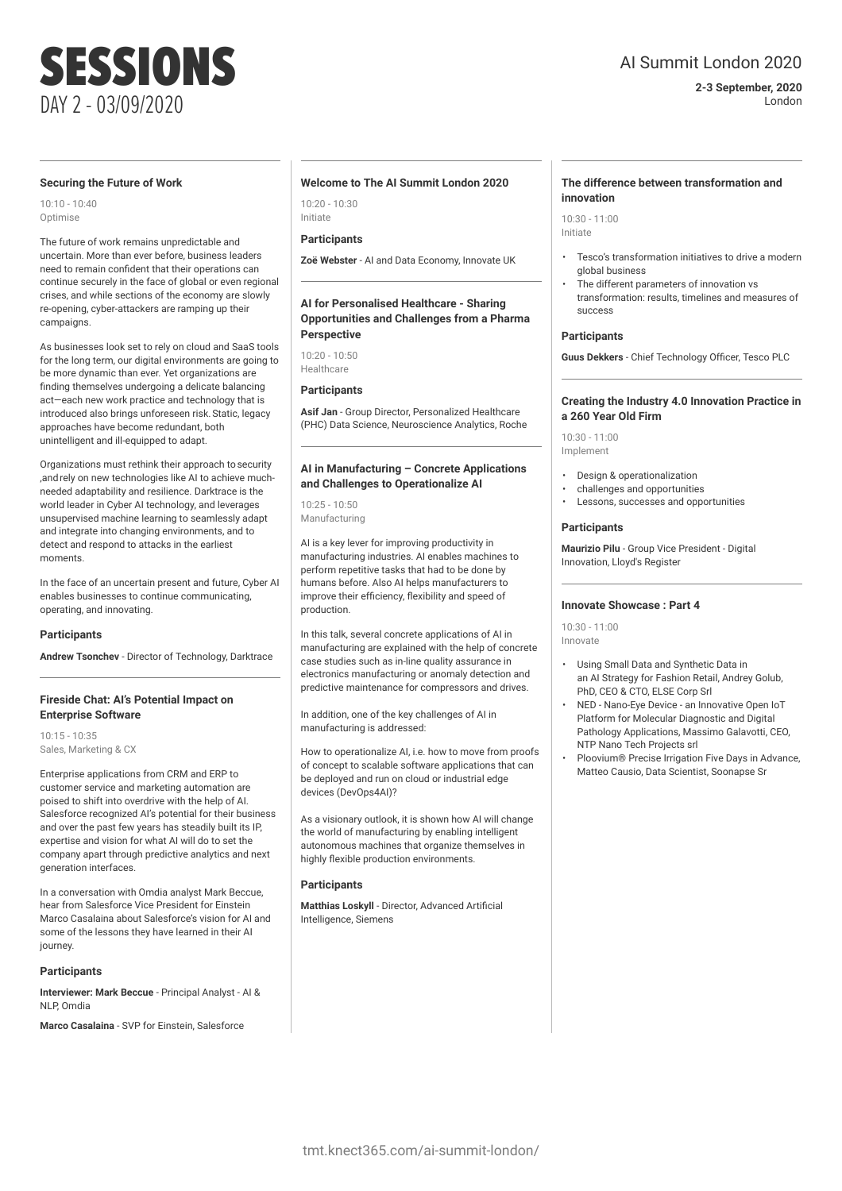# SESSIONS

DAY 2 - 03/09/2020

AI Summit London 2020

**2-3 September, 2020**
London

### Securing the Future of Work

10:10 - 10:40
Optimise

The future of work remains unpredictable and uncertain. More than ever before, business leaders need to remain confident that their operations can continue securely in the face of global or even regional crises, and while sections of the economy are slowly re-opening, cyber-attackers are ramping up their campaigns.

As businesses look set to rely on cloud and SaaS tools for the long term, our digital environments are going to be more dynamic than ever. Yet organizations are finding themselves undergoing a delicate balancing act—each new work practice and technology that is introduced also brings unforeseen risk. Static, legacy approaches have become redundant, both unintelligent and ill-equipped to adapt.

Organizations must rethink their approach to security ,and rely on new technologies like AI to achieve much-needed adaptability and resilience. Darktrace is the world leader in Cyber AI technology, and leverages unsupervised machine learning to seamlessly adapt and integrate into changing environments, and to detect and respond to attacks in the earliest moments.

In the face of an uncertain present and future, Cyber AI enables businesses to continue communicating, operating, and innovating.

**Participants**

**Andrew Tsonchev** - Director of Technology, Darktrace

### Fireside Chat: AI's Potential Impact on Enterprise Software

10:15 - 10:35
Sales, Marketing & CX

Enterprise applications from CRM and ERP to customer service and marketing automation are poised to shift into overdrive with the help of AI. Salesforce recognized AI's potential for their business and over the past few years has steadily built its IP, expertise and vision for what AI will do to set the company apart through predictive analytics and next generation interfaces.

In a conversation with Omdia analyst Mark Beccue, hear from Salesforce Vice President for Einstein Marco Casalaina about Salesforce's vision for AI and some of the lessons they have learned in their AI journey.

**Participants**

**Interviewer: Mark Beccue** - Principal Analyst - AI & NLP, Omdia

**Marco Casalaina** - SVP for Einstein, Salesforce

### Welcome to The AI Summit London 2020

10:20 - 10:30
Initiate

**Participants**

**Zoë Webster** - AI and Data Economy, Innovate UK

### AI for Personalised Healthcare - Sharing Opportunities and Challenges from a Pharma Perspective

10:20 - 10:50
Healthcare

**Participants**

**Asif Jan** - Group Director, Personalized Healthcare (PHC) Data Science, Neuroscience Analytics, Roche

### AI in Manufacturing – Concrete Applications and Challenges to Operationalize AI

10:25 - 10:50
Manufacturing

AI is a key lever for improving productivity in manufacturing industries. AI enables machines to perform repetitive tasks that had to be done by humans before. Also AI helps manufacturers to improve their efficiency, flexibility and speed of production.

In this talk, several concrete applications of AI in manufacturing are explained with the help of concrete case studies such as in-line quality assurance in electronics manufacturing or anomaly detection and predictive maintenance for compressors and drives.

In addition, one of the key challenges of AI in manufacturing is addressed:

How to operationalize AI, i.e. how to move from proofs of concept to scalable software applications that can be deployed and run on cloud or industrial edge devices (DevOps4AI)?

As a visionary outlook, it is shown how AI will change the world of manufacturing by enabling intelligent autonomous machines that organize themselves in highly flexible production environments.

**Participants**

**Matthias Loskyll** - Director, Advanced Artificial Intelligence, Siemens

### The difference between transformation and innovation

10:30 - 11:00
Initiate

- Tesco's transformation initiatives to drive a modern global business
- The different parameters of innovation vs transformation: results, timelines and measures of success

**Participants**

**Guus Dekkers** - Chief Technology Officer, Tesco PLC

### Creating the Industry 4.0 Innovation Practice in a 260 Year Old Firm

10:30 - 11:00
Implement

- Design & operationalization
- challenges and opportunities
- Lessons, successes and opportunities

**Participants**

**Maurizio Pilu** - Group Vice President - Digital Innovation, Lloyd's Register

### Innovate Showcase : Part 4

10:30 - 11:00
Innovate

- Using Small Data and Synthetic Data in an AI Strategy for Fashion Retail, Andrey Golub, PhD, CEO & CTO, ELSE Corp Srl
- NED - Nano-Eye Device - an Innovative Open IoT Platform for Molecular Diagnostic and Digital Pathology Applications, Massimo Galavotti, CEO, NTP Nano Tech Projects srl
- Ploovium® Precise Irrigation Five Days in Advance, Matteo Causio, Data Scientist, Soonapse Sr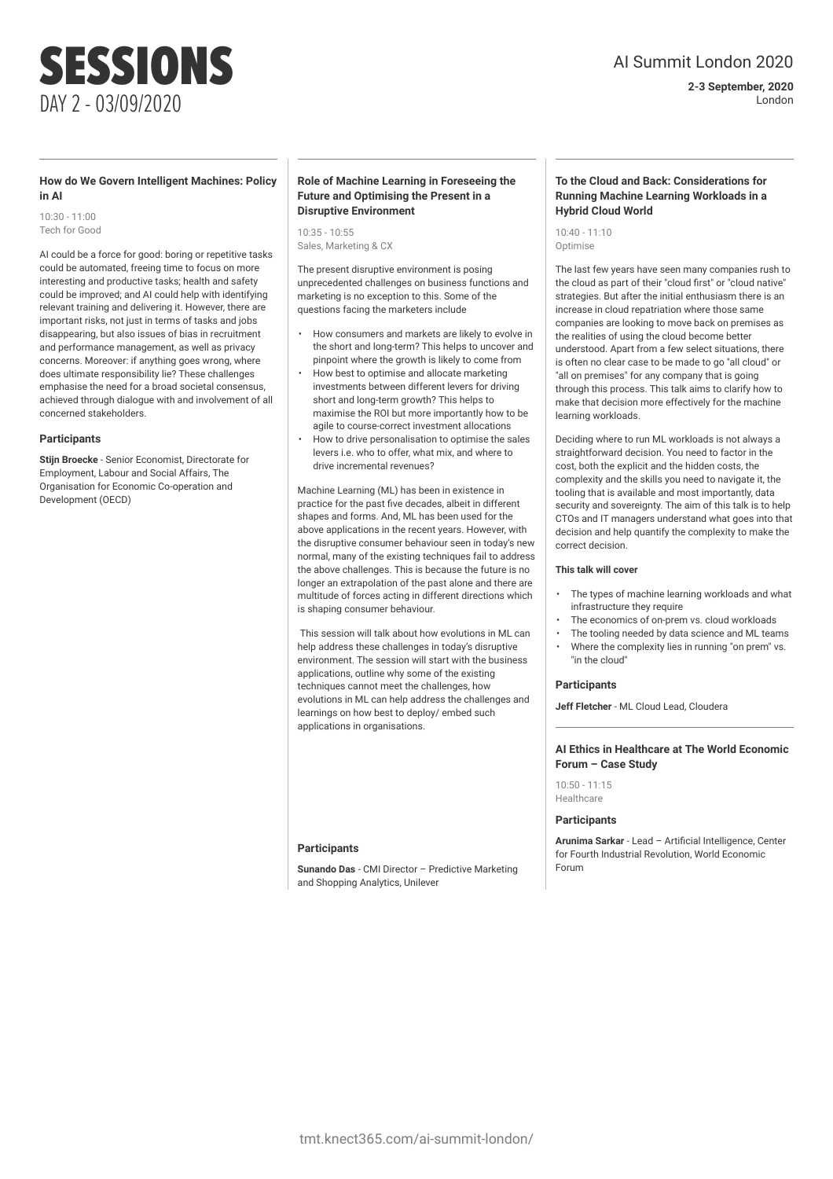# SESSIONS

## DAY 2 - 03/09/2020

AI Summit London 2020

**2-3 September, 2020**
London

### How do We Govern Intelligent Machines: Policy in AI

10:30 - 11:00
Tech for Good

AI could be a force for good: boring or repetitive tasks could be automated, freeing time to focus on more interesting and productive tasks; health and safety could be improved; and AI could help with identifying relevant training and delivering it. However, there are important risks, not just in terms of tasks and jobs disappearing, but also issues of bias in recruitment and performance management, as well as privacy concerns. Moreover: if anything goes wrong, where does ultimate responsibility lie? These challenges emphasise the need for a broad societal consensus, achieved through dialogue with and involvement of all concerned stakeholders.

#### Participants

**Stijn Broecke** - Senior Economist, Directorate for Employment, Labour and Social Affairs, The Organisation for Economic Co-operation and Development (OECD)

### Role of Machine Learning in Foreseeing the Future and Optimising the Present in a Disruptive Environment

10:35 - 10:55
Sales, Marketing & CX

The present disruptive environment is posing unprecedented challenges on business functions and marketing is no exception to this. Some of the questions facing the marketers include

- How consumers and markets are likely to evolve in the short and long-term? This helps to uncover and pinpoint where the growth is likely to come from
- How best to optimise and allocate marketing investments between different levers for driving short and long-term growth? This helps to maximise the ROI but more importantly how to be agile to course-correct investment allocations
- How to drive personalisation to optimise the sales levers i.e. who to offer, what mix, and where to drive incremental revenues?

Machine Learning (ML) has been in existence in practice for the past five decades, albeit in different shapes and forms. And, ML has been used for the above applications in the recent years. However, with the disruptive consumer behaviour seen in today's new normal, many of the existing techniques fail to address the above challenges. This is because the future is no longer an extrapolation of the past alone and there are multitude of forces acting in different directions which is shaping consumer behaviour.

This session will talk about how evolutions in ML can help address these challenges in today's disruptive environment. The session will start with the business applications, outline why some of the existing techniques cannot meet the challenges, how evolutions in ML can help address the challenges and learnings on how best to deploy/ embed such applications in organisations.

#### Participants

**Sunando Das** - CMI Director – Predictive Marketing and Shopping Analytics, Unilever

### To the Cloud and Back: Considerations for Running Machine Learning Workloads in a Hybrid Cloud World

10:40 - 11:10
Optimise

The last few years have seen many companies rush to the cloud as part of their "cloud first" or "cloud native" strategies. But after the initial enthusiasm there is an increase in cloud repatriation where those same companies are looking to move back on premises as the realities of using the cloud become better understood. Apart from a few select situations, there is often no clear case to be made to go "all cloud" or "all on premises" for any company that is going through this process. This talk aims to clarify how to make that decision more effectively for the machine learning workloads.

Deciding where to run ML workloads is not always a straightforward decision. You need to factor in the cost, both the explicit and the hidden costs, the complexity and the skills you need to navigate it, the tooling that is available and most importantly, data security and sovereignty. The aim of this talk is to help CTOs and IT managers understand what goes into that decision and help quantify the complexity to make the correct decision.

**This talk will cover**

- The types of machine learning workloads and what infrastructure they require
- The economics of on-prem vs. cloud workloads
- The tooling needed by data science and ML teams
- Where the complexity lies in running "on prem" vs. "in the cloud"

#### Participants

**Jeff Fletcher** - ML Cloud Lead, Cloudera

### AI Ethics in Healthcare at The World Economic Forum – Case Study

10:50 - 11:15
Healthcare

#### Participants

**Arunima Sarkar** - Lead – Artificial Intelligence, Center for Fourth Industrial Revolution, World Economic Forum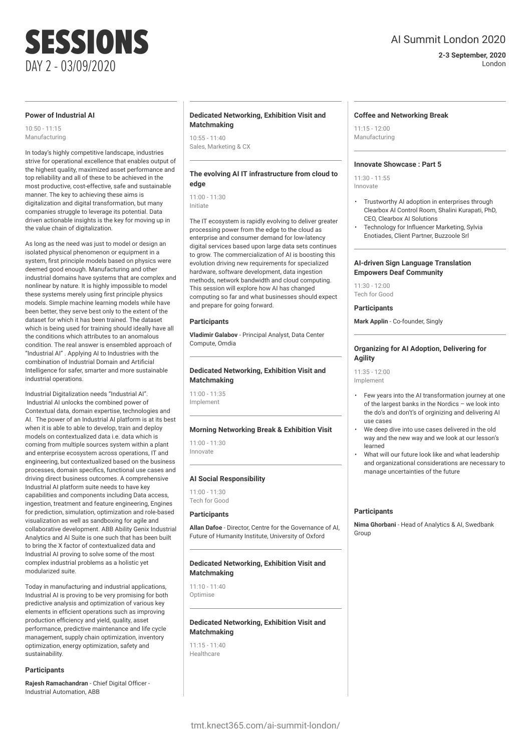# SESSIONS

DAY 2 - 03/09/2020

AI Summit London 2020

**2-3 September, 2020**
London

### Power of Industrial AI

10:50 - 11:15
Manufacturing

In today's highly competitive landscape, industries strive for operational excellence that enables output of the highest quality, maximized asset performance and top reliability and all of these to be achieved in the most productive, cost-effective, safe and sustainable manner. The key to achieving these aims is digitalization and digital transformation, but many companies struggle to leverage its potential. Data driven actionable insights is the key for moving up in the value chain of digitalization.

As long as the need was just to model or design an isolated physical phenomenon or equipment in a system, first principle models based on physics were deemed good enough. Manufacturing and other industrial domains have systems that are complex and nonlinear by nature. It is highly impossible to model these systems merely using first principle physics models. Simple machine learning models while have been better, they serve best only to the extent of the dataset for which it has been trained. The dataset which is being used for training should ideally have all the conditions which attributes to an anomalous condition. The real answer is ensembled approach of "Industrial AI" . Applying AI to Industries with the combination of Industrial Domain and Artificial Intelligence for safer, smarter and more sustainable industrial operations.

Industrial Digitalization needs "Industrial AI". Industrial AI unlocks the combined power of Contextual data, domain expertise, technologies and AI. The power of an Industrial AI platform is at its best when it is able to able to develop, train and deploy models on contextualized data i.e. data which is coming from multiple sources system within a plant and enterprise ecosystem across operations, IT and engineering, but contextualized based on the business processes, domain specifics, functional use cases and driving direct business outcomes. A comprehensive Industrial AI platform suite needs to have key capabilities and components including Data access, ingestion, treatment and feature engineering, Engines for prediction, simulation, optimization and role-based visualization as well as sandboxing for agile and collaborative development. ABB Ability Genix Industrial Analytics and AI Suite is one such that has been built to bring the X factor of contextualized data and Industrial AI proving to solve some of the most complex industrial problems as a holistic yet modularized suite.

Today in manufacturing and industrial applications, Industrial AI is proving to be very promising for both predictive analysis and optimization of various key elements in efficient operations such as improving production efficiency and yield, quality, asset performance, predictive maintenance and life cycle management, supply chain optimization, inventory optimization, energy optimization, safety and sustainability.

#### Participants

**Rajesh Ramachandran** - Chief Digital Officer - Industrial Automation, ABB

### Dedicated Networking, Exhibition Visit and Matchmaking

10:55 - 11:40
Sales, Marketing & CX

### The evolving AI IT infrastructure from cloud to edge

11:00 - 11:30
Initiate

The IT ecosystem is rapidly evolving to deliver greater processing power from the edge to the cloud as enterprise and consumer demand for low-latency digital services based upon large data sets continues to grow. The commercialization of AI is boosting this evolution driving new requirements for specialized hardware, software development, data ingestion methods, network bandwidth and cloud computing. This session will explore how AI has changed computing so far and what businesses should expect and prepare for going forward.

#### Participants

**Vladimir Galabov** - Principal Analyst, Data Center Compute, Omdia

### Dedicated Networking, Exhibition Visit and Matchmaking

11:00 - 11:35
Implement

### Morning Networking Break & Exhibition Visit

11:00 - 11:30
Innovate

### AI Social Responsibility

11:00 - 11:30
Tech for Good

#### Participants

**Allan Dafoe** - Director, Centre for the Governance of AI, Future of Humanity Institute, University of Oxford

### Dedicated Networking, Exhibition Visit and Matchmaking

11:10 - 11:40
Optimise

### Dedicated Networking, Exhibition Visit and Matchmaking

11:15 - 11:40
Healthcare

### Coffee and Networking Break

11:15 - 12:00
Manufacturing

### Innovate Showcase : Part 5

11:30 - 11:55
Innovate

- Trustworthy AI adoption in enterprises through Clearbox AI Control Room, Shalini Kurapati, PhD, CEO, Clearbox AI Solutions
- Technology for Influencer Marketing, Sylvia Enotiades, Client Partner, Buzzoole Srl

### AI-driven Sign Language Translation Empowers Deaf Community

11:30 - 12:00
Tech for Good

#### Participants

**Mark Applin** - Co-founder, Singly

### Organizing for AI Adoption, Delivering for Agility

11:35 - 12:00
Implement

- Few years into the AI transformation journey at one of the largest banks in the Nordics – we look into the do's and don't's of orginizing and delivering AI use cases
- We deep dive into use cases delivered in the old way and the new way and we look at our lesson's learned
- What will our future look like and what leadership and organizational considerations are necessary to manage uncertainties of the future

#### Participants

**Nima Ghorbani** - Head of Analytics & AI, Swedbank Group

tmt.knect365.com/ai-summit-london/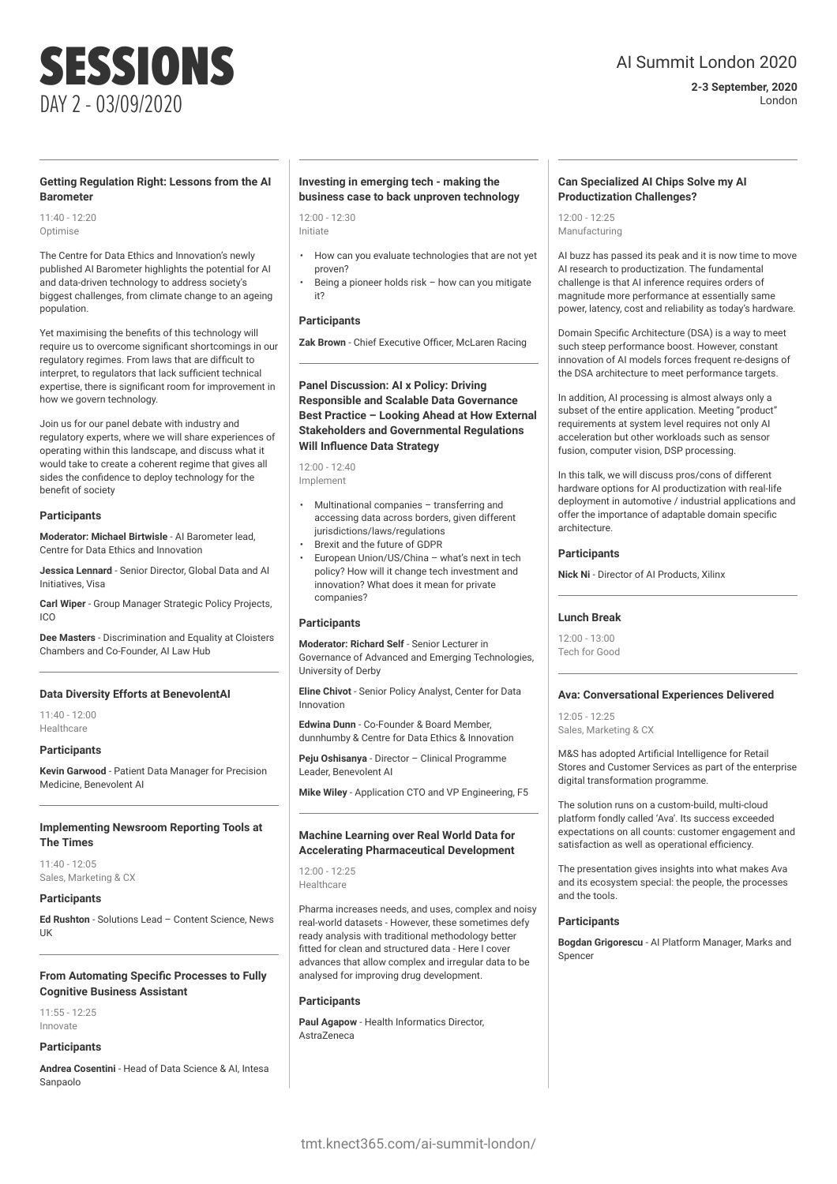# SESSIONS

DAY 2 - 03/09/2020

AI Summit London 2020

**2-3 September, 2020**
London

### Getting Regulation Right: Lessons from the AI Barometer

11:40 - 12:20
Optimise

The Centre for Data Ethics and Innovation's newly published AI Barometer highlights the potential for AI and data-driven technology to address society's biggest challenges, from climate change to an ageing population.

Yet maximising the benefits of this technology will require us to overcome significant shortcomings in our regulatory regimes. From laws that are difficult to interpret, to regulators that lack sufficient technical expertise, there is significant room for improvement in how we govern technology.

Join us for our panel debate with industry and regulatory experts, where we will share experiences of operating within this landscape, and discuss what it would take to create a coherent regime that gives all sides the confidence to deploy technology for the benefit of society

#### Participants

**Moderator: Michael Birtwisle** - AI Barometer lead, Centre for Data Ethics and Innovation

**Jessica Lennard** - Senior Director, Global Data and AI Initiatives, Visa

**Carl Wiper** - Group Manager Strategic Policy Projects, ICO

**Dee Masters** - Discrimination and Equality at Cloisters Chambers and Co-Founder, AI Law Hub

### Data Diversity Efforts at BenevolentAI

11:40 - 12:00
Healthcare

#### Participants

**Kevin Garwood** - Patient Data Manager for Precision Medicine, Benevolent AI

### Implementing Newsroom Reporting Tools at The Times

11:40 - 12:05
Sales, Marketing & CX

#### Participants

**Ed Rushton** - Solutions Lead – Content Science, News UK

### From Automating Specific Processes to Fully Cognitive Business Assistant

11:55 - 12:25
Innovate

#### Participants

**Andrea Cosentini** - Head of Data Science & AI, Intesa Sanpaolo

### Investing in emerging tech - making the business case to back unproven technology

12:00 - 12:30
Initiate

- How can you evaluate technologies that are not yet proven?
- Being a pioneer holds risk – how can you mitigate it?

#### Participants

**Zak Brown** - Chief Executive Officer, McLaren Racing

### Panel Discussion: AI x Policy: Driving Responsible and Scalable Data Governance Best Practice – Looking Ahead at How External Stakeholders and Governmental Regulations Will Influence Data Strategy

12:00 - 12:40
Implement

- Multinational companies – transferring and accessing data across borders, given different jurisdictions/laws/regulations
- Brexit and the future of GDPR
- European Union/US/China – what's next in tech policy? How will it change tech investment and innovation? What does it mean for private companies?

#### Participants

**Moderator: Richard Self** - Senior Lecturer in Governance of Advanced and Emerging Technologies, University of Derby

**Eline Chivot** - Senior Policy Analyst, Center for Data Innovation

**Edwina Dunn** - Co-Founder & Board Member, dunnhumby & Centre for Data Ethics & Innovation

**Peju Oshisanya** - Director – Clinical Programme Leader, Benevolent AI

**Mike Wiley** - Application CTO and VP Engineering, F5

### Machine Learning over Real World Data for Accelerating Pharmaceutical Development

12:00 - 12:25
Healthcare

Pharma increases needs, and uses, complex and noisy real-world datasets - However, these sometimes defy ready analysis with traditional methodology better fitted for clean and structured data - Here I cover advances that allow complex and irregular data to be analysed for improving drug development.

#### Participants

**Paul Agapow** - Health Informatics Director, AstraZeneca

### Can Specialized AI Chips Solve my AI Productization Challenges?

12:00 - 12:25
Manufacturing

AI buzz has passed its peak and it is now time to move AI research to productization. The fundamental challenge is that AI inference requires orders of magnitude more performance at essentially same power, latency, cost and reliability as today's hardware.

Domain Specific Architecture (DSA) is a way to meet such steep performance boost. However, constant innovation of AI models forces frequent re-designs of the DSA architecture to meet performance targets.

In addition, AI processing is almost always only a subset of the entire application. Meeting "product" requirements at system level requires not only AI acceleration but other workloads such as sensor fusion, computer vision, DSP processing.

In this talk, we will discuss pros/cons of different hardware options for AI productization with real-life deployment in automotive / industrial applications and offer the importance of adaptable domain specific architecture.

#### Participants

**Nick Ni** - Director of AI Products, Xilinx

### Lunch Break

12:00 - 13:00
Tech for Good

### Ava: Conversational Experiences Delivered

12:05 - 12:25
Sales, Marketing & CX

M&S has adopted Artificial Intelligence for Retail Stores and Customer Services as part of the enterprise digital transformation programme.

The solution runs on a custom-build, multi-cloud platform fondly called 'Ava'. Its success exceeded expectations on all counts: customer engagement and satisfaction as well as operational efficiency.

The presentation gives insights into what makes Ava and its ecosystem special: the people, the processes and the tools.

#### Participants

**Bogdan Grigorescu** - AI Platform Manager, Marks and Spencer

tmt.knect365.com/ai-summit-london/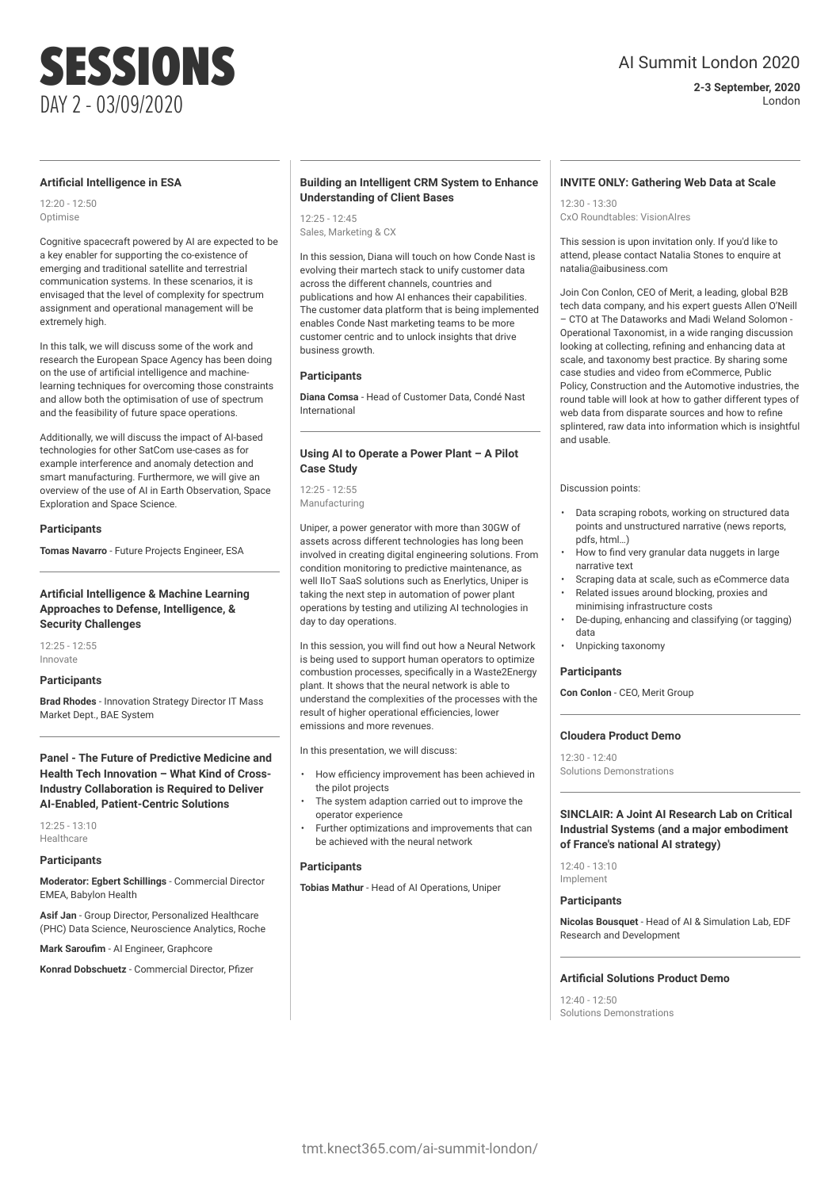# SESSIONS

DAY 2 - 03/09/2020

AI Summit London 2020

**2-3 September, 2020**
London

### Artificial Intelligence in ESA

12:20 - 12:50
Optimise

Cognitive spacecraft powered by AI are expected to be a key enabler for supporting the co-existence of emerging and traditional satellite and terrestrial communication systems. In these scenarios, it is envisaged that the level of complexity for spectrum assignment and operational management will be extremely high.

In this talk, we will discuss some of the work and research the European Space Agency has been doing on the use of artificial intelligence and machine-learning techniques for overcoming those constraints and allow both the optimisation of use of spectrum and the feasibility of future space operations.

Additionally, we will discuss the impact of AI-based technologies for other SatCom use-cases as for example interference and anomaly detection and smart manufacturing. Furthermore, we will give an overview of the use of AI in Earth Observation, Space Exploration and Space Science.

#### Participants

**Tomas Navarro** - Future Projects Engineer, ESA

### Artificial Intelligence & Machine Learning Approaches to Defense, Intelligence, & Security Challenges

12:25 - 12:55
Innovate

#### Participants

**Brad Rhodes** - Innovation Strategy Director IT Mass Market Dept., BAE System

### Panel - The Future of Predictive Medicine and Health Tech Innovation – What Kind of Cross-Industry Collaboration is Required to Deliver AI-Enabled, Patient-Centric Solutions

12:25 - 13:10
Healthcare

#### Participants

**Moderator: Egbert Schillings** - Commercial Director EMEA, Babylon Health

**Asif Jan** - Group Director, Personalized Healthcare (PHC) Data Science, Neuroscience Analytics, Roche

**Mark Saroufim** - AI Engineer, Graphcore

**Konrad Dobschuetz** - Commercial Director, Pfizer

### Building an Intelligent CRM System to Enhance Understanding of Client Bases

12:25 - 12:45
Sales, Marketing & CX

In this session, Diana will touch on how Conde Nast is evolving their martech stack to unify customer data across the different channels, countries and publications and how AI enhances their capabilities. The customer data platform that is being implemented enables Conde Nast marketing teams to be more customer centric and to unlock insights that drive business growth.

#### Participants

**Diana Comsa** - Head of Customer Data, Condé Nast International

### Using AI to Operate a Power Plant – A Pilot Case Study

12:25 - 12:55
Manufacturing

Uniper, a power generator with more than 30GW of assets across different technologies has long been involved in creating digital engineering solutions. From condition monitoring to predictive maintenance, as well IIoT SaaS solutions such as Enerlytics, Uniper is taking the next step in automation of power plant operations by testing and utilizing AI technologies in day to day operations.

In this session, you will find out how a Neural Network is being used to support human operators to optimize combustion processes, specifically in a Waste2Energy plant. It shows that the neural network is able to understand the complexities of the processes with the result of higher operational efficiencies, lower emissions and more revenues.

In this presentation, we will discuss:

- How efficiency improvement has been achieved in the pilot projects
- The system adaption carried out to improve the operator experience
- Further optimizations and improvements that can be achieved with the neural network

#### Participants

**Tobias Mathur** - Head of AI Operations, Uniper

### INVITE ONLY: Gathering Web Data at Scale

12:30 - 13:30
CxO Roundtables: VisionAIres

This session is upon invitation only. If you'd like to attend, please contact Natalia Stones to enquire at natalia@aibusiness.com

Join Con Conlon, CEO of Merit, a leading, global B2B tech data company, and his expert guests Allen O'Neill – CTO at The Dataworks and Madi Weland Solomon - Operational Taxonomist, in a wide ranging discussion looking at collecting, refining and enhancing data at scale, and taxonomy best practice. By sharing some case studies and video from eCommerce, Public Policy, Construction and the Automotive industries, the round table will look at how to gather different types of web data from disparate sources and how to refine splintered, raw data into information which is insightful and usable.

Discussion points:

- Data scraping robots, working on structured data points and unstructured narrative (news reports, pdfs, html…)
- How to find very granular data nuggets in large narrative text
- Scraping data at scale, such as eCommerce data
- Related issues around blocking, proxies and minimising infrastructure costs
- De-duping, enhancing and classifying (or tagging) data
- Unpicking taxonomy

#### Participants

**Con Conlon** - CEO, Merit Group

### Cloudera Product Demo

12:30 - 12:40
Solutions Demonstrations

### SINCLAIR: A Joint AI Research Lab on Critical Industrial Systems (and a major embodiment of France's national AI strategy)

12:40 - 13:10
Implement

#### Participants

**Nicolas Bousquet** - Head of AI & Simulation Lab, EDF Research and Development

### Artificial Solutions Product Demo

12:40 - 12:50
Solutions Demonstrations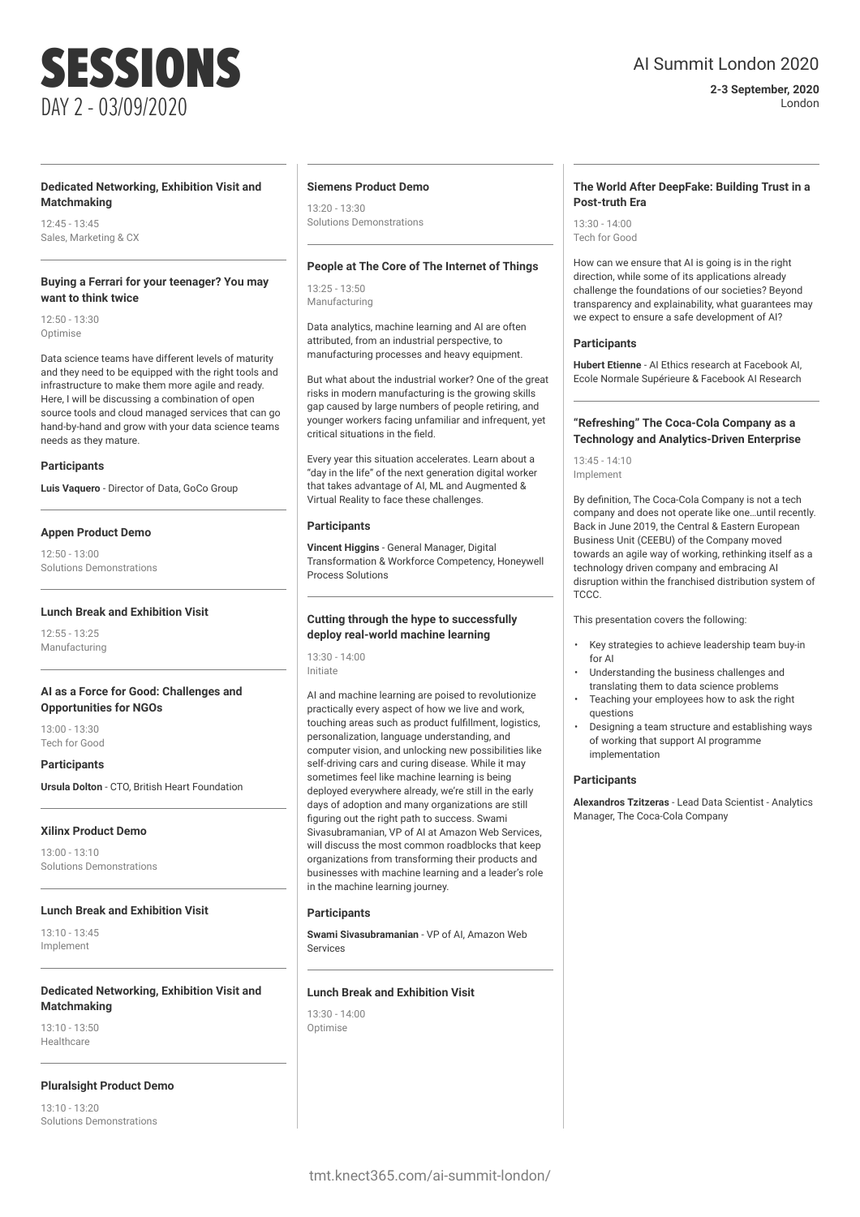# SESSIONS

DAY 2 - 03/09/2020

AI Summit London 2020

**2-3 September, 2020**
London

### Dedicated Networking, Exhibition Visit and Matchmaking

12:45 - 13:45
Sales, Marketing & CX

### Buying a Ferrari for your teenager? You may want to think twice

12:50 - 13:30
Optimise

Data science teams have different levels of maturity and they need to be equipped with the right tools and infrastructure to make them more agile and ready. Here, I will be discussing a combination of open source tools and cloud managed services that can go hand-by-hand and grow with your data science teams needs as they mature.

**Participants**

**Luis Vaquero** - Director of Data, GoCo Group

### Appen Product Demo

12:50 - 13:00
Solutions Demonstrations

### Lunch Break and Exhibition Visit

12:55 - 13:25
Manufacturing

### AI as a Force for Good: Challenges and Opportunities for NGOs

13:00 - 13:30
Tech for Good

**Participants**

**Ursula Dolton** - CTO, British Heart Foundation

### Xilinx Product Demo

13:00 - 13:10
Solutions Demonstrations

### Lunch Break and Exhibition Visit

13:10 - 13:45
Implement

### Dedicated Networking, Exhibition Visit and Matchmaking

13:10 - 13:50
Healthcare

### Pluralsight Product Demo

13:10 - 13:20
Solutions Demonstrations

### Siemens Product Demo

13:20 - 13:30
Solutions Demonstrations

### People at The Core of The Internet of Things

13:25 - 13:50
Manufacturing

Data analytics, machine learning and AI are often attributed, from an industrial perspective, to manufacturing processes and heavy equipment.

But what about the industrial worker? One of the great risks in modern manufacturing is the growing skills gap caused by large numbers of people retiring, and younger workers facing unfamiliar and infrequent, yet critical situations in the field.

Every year this situation accelerates. Learn about a "day in the life" of the next generation digital worker that takes advantage of AI, ML and Augmented & Virtual Reality to face these challenges.

**Participants**

**Vincent Higgins** - General Manager, Digital Transformation & Workforce Competency, Honeywell Process Solutions

### Cutting through the hype to successfully deploy real-world machine learning

13:30 - 14:00
Initiate

AI and machine learning are poised to revolutionize practically every aspect of how we live and work, touching areas such as product fulfillment, logistics, personalization, language understanding, and computer vision, and unlocking new possibilities like self-driving cars and curing disease. While it may sometimes feel like machine learning is being deployed everywhere already, we're still in the early days of adoption and many organizations are still figuring out the right path to success. Swami Sivasubramanian, VP of AI at Amazon Web Services, will discuss the most common roadblocks that keep organizations from transforming their products and businesses with machine learning and a leader's role in the machine learning journey.

**Participants**

**Swami Sivasubramanian** - VP of AI, Amazon Web Services

### Lunch Break and Exhibition Visit

13:30 - 14:00
Optimise

### The World After DeepFake: Building Trust in a Post-truth Era

13:30 - 14:00
Tech for Good

How can we ensure that AI is going is in the right direction, while some of its applications already challenge the foundations of our societies? Beyond transparency and explainability, what guarantees may we expect to ensure a safe development of AI?

**Participants**

**Hubert Etienne** - AI Ethics research at Facebook AI, Ecole Normale Supérieure & Facebook AI Research

### "Refreshing" The Coca-Cola Company as a Technology and Analytics-Driven Enterprise

13:45 - 14:10
Implement

By definition, The Coca-Cola Company is not a tech company and does not operate like one…until recently. Back in June 2019, the Central & Eastern European Business Unit (CEEBU) of the Company moved towards an agile way of working, rethinking itself as a technology driven company and embracing AI disruption within the franchised distribution system of TCCC.

This presentation covers the following:

- Key strategies to achieve leadership team buy-in for AI
- Understanding the business challenges and translating them to data science problems
- Teaching your employees how to ask the right questions
- Designing a team structure and establishing ways of working that support AI programme implementation

**Participants**

**Alexandros Tzitzeras** - Lead Data Scientist - Analytics Manager, The Coca-Cola Company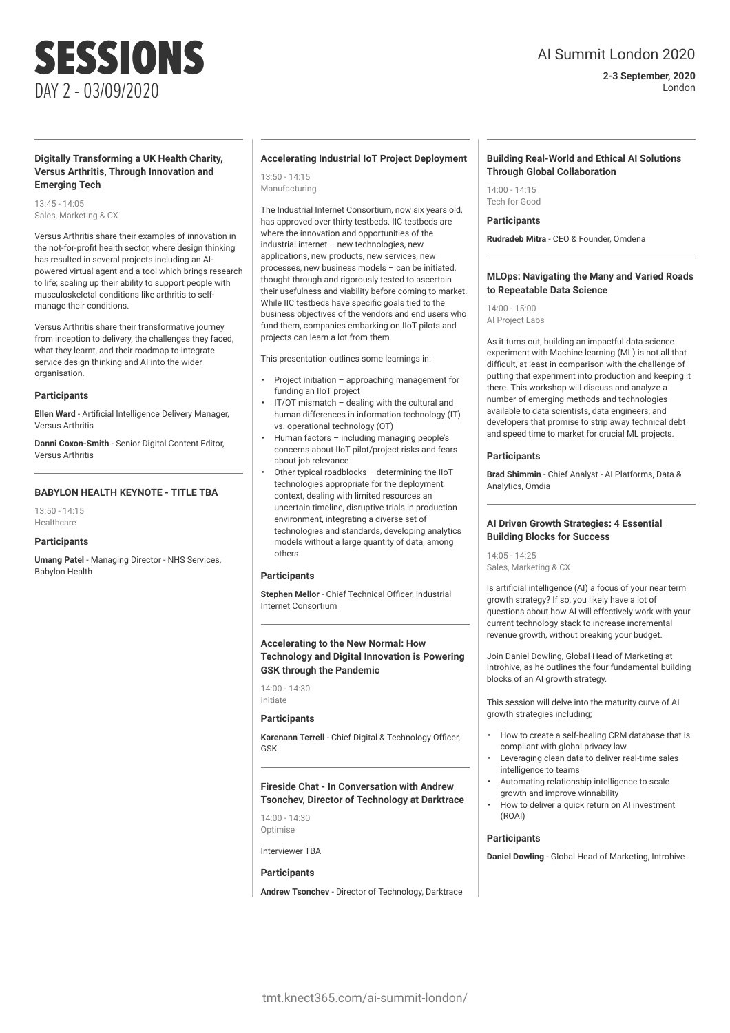# SESSIONS

DAY 2 - 03/09/2020

AI Summit London 2020

**2-3 September, 2020**
London

### Digitally Transforming a UK Health Charity, Versus Arthritis, Through Innovation and Emerging Tech

13:45 - 14:05
Sales, Marketing & CX

Versus Arthritis share their examples of innovation in the not-for-profit health sector, where design thinking has resulted in several projects including an AI-powered virtual agent and a tool which brings research to life; scaling up their ability to support people with musculoskeletal conditions like arthritis to self-manage their conditions.

Versus Arthritis share their transformative journey from inception to delivery, the challenges they faced, what they learnt, and their roadmap to integrate service design thinking and AI into the wider organisation.

**Participants**

**Ellen Ward** - Artificial Intelligence Delivery Manager, Versus Arthritis

**Danni Coxon-Smith** - Senior Digital Content Editor, Versus Arthritis

### BABYLON HEALTH KEYNOTE - TITLE TBA

13:50 - 14:15
Healthcare

**Participants**

**Umang Patel** - Managing Director - NHS Services, Babylon Health

### Accelerating Industrial IoT Project Deployment

13:50 - 14:15
Manufacturing

The Industrial Internet Consortium, now six years old, has approved over thirty testbeds. IIC testbeds are where the innovation and opportunities of the industrial internet – new technologies, new applications, new products, new services, new processes, new business models – can be initiated, thought through and rigorously tested to ascertain their usefulness and viability before coming to market. While IIC testbeds have specific goals tied to the business objectives of the vendors and end users who fund them, companies embarking on IIoT pilots and projects can learn a lot from them.

This presentation outlines some learnings in:

- Project initiation – approaching management for funding an IIoT project
- IT/OT mismatch – dealing with the cultural and human differences in information technology (IT) vs. operational technology (OT)
- Human factors – including managing people's concerns about IIoT pilot/project risks and fears about job relevance
- Other typical roadblocks – determining the IIoT technologies appropriate for the deployment context, dealing with limited resources an uncertain timeline, disruptive trials in production environment, integrating a diverse set of technologies and standards, developing analytics models without a large quantity of data, among others.

**Participants**

**Stephen Mellor** - Chief Technical Officer, Industrial Internet Consortium

### Accelerating to the New Normal: How Technology and Digital Innovation is Powering GSK through the Pandemic

14:00 - 14:30
Initiate

**Participants**

**Karenann Terrell** - Chief Digital & Technology Officer, GSK

### Fireside Chat - In Conversation with Andrew Tsonchev, Director of Technology at Darktrace

14:00 - 14:30
Optimise

Interviewer TBA

**Participants**

**Andrew Tsonchev** - Director of Technology, Darktrace

### Building Real-World and Ethical AI Solutions Through Global Collaboration

14:00 - 14:15
Tech for Good

**Participants**

**Rudradeb Mitra** - CEO & Founder, Omdena

### MLOps: Navigating the Many and Varied Roads to Repeatable Data Science

14:00 - 15:00
AI Project Labs

As it turns out, building an impactful data science experiment with Machine learning (ML) is not all that difficult, at least in comparison with the challenge of putting that experiment into production and keeping it there. This workshop will discuss and analyze a number of emerging methods and technologies available to data scientists, data engineers, and developers that promise to strip away technical debt and speed time to market for crucial ML projects.

**Participants**

**Brad Shimmin** - Chief Analyst - AI Platforms, Data & Analytics, Omdia

### AI Driven Growth Strategies: 4 Essential Building Blocks for Success

14:05 - 14:25
Sales, Marketing & CX

Is artificial intelligence (AI) a focus of your near term growth strategy? If so, you likely have a lot of questions about how AI will effectively work with your current technology stack to increase incremental revenue growth, without breaking your budget.

Join Daniel Dowling, Global Head of Marketing at Introhive, as he outlines the four fundamental building blocks of an AI growth strategy.

This session will delve into the maturity curve of AI growth strategies including;

- How to create a self-healing CRM database that is compliant with global privacy law
- Leveraging clean data to deliver real-time sales intelligence to teams
- Automating relationship intelligence to scale growth and improve winnability
- How to deliver a quick return on AI investment (ROAI)

**Participants**

**Daniel Dowling** - Global Head of Marketing, Introhive

tmt.knect365.com/ai-summit-london/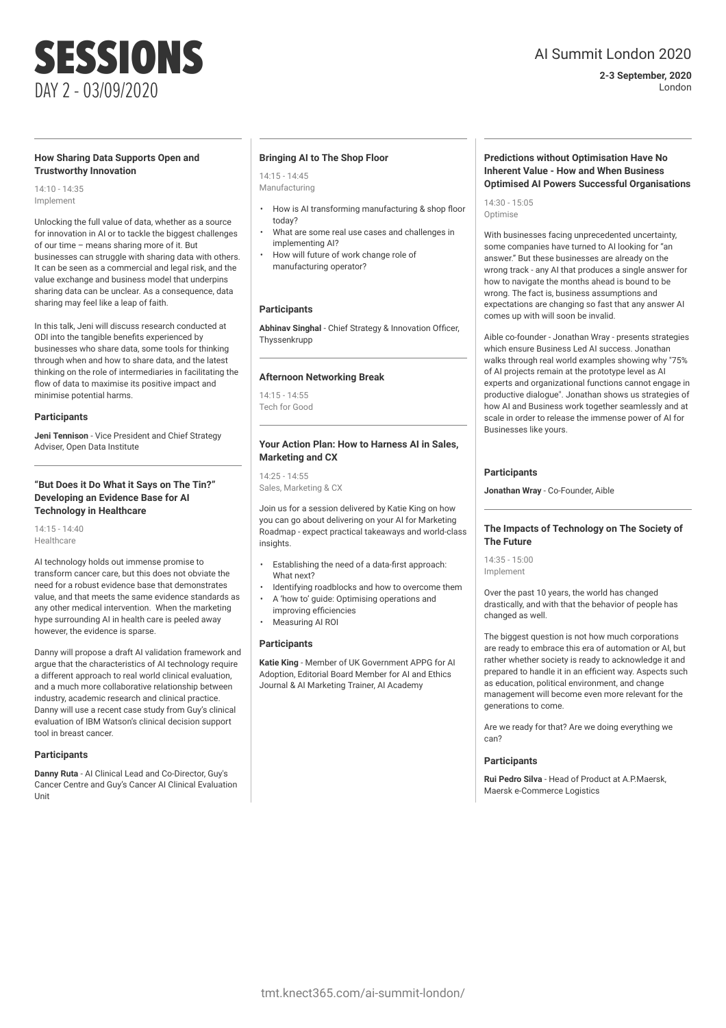# SESSIONS

DAY 2 - 03/09/2020

AI Summit London 2020

**2-3 September, 2020**
London

### How Sharing Data Supports Open and Trustworthy Innovation

14:10 - 14:35
Implement

Unlocking the full value of data, whether as a source for innovation in AI or to tackle the biggest challenges of our time – means sharing more of it. But businesses can struggle with sharing data with others. It can be seen as a commercial and legal risk, and the value exchange and business model that underpins sharing data can be unclear. As a consequence, data sharing may feel like a leap of faith.

In this talk, Jeni will discuss research conducted at ODI into the tangible benefits experienced by businesses who share data, some tools for thinking through when and how to share data, and the latest thinking on the role of intermediaries in facilitating the flow of data to maximise its positive impact and minimise potential harms.

#### Participants

**Jeni Tennison** - Vice President and Chief Strategy Adviser, Open Data Institute

### "But Does it Do What it Says on The Tin?" Developing an Evidence Base for AI Technology in Healthcare

14:15 - 14:40
Healthcare

AI technology holds out immense promise to transform cancer care, but this does not obviate the need for a robust evidence base that demonstrates value, and that meets the same evidence standards as any other medical intervention. When the marketing hype surrounding AI in health care is peeled away however, the evidence is sparse.

Danny will propose a draft AI validation framework and argue that the characteristics of AI technology require a different approach to real world clinical evaluation, and a much more collaborative relationship between industry, academic research and clinical practice. Danny will use a recent case study from Guy's clinical evaluation of IBM Watson's clinical decision support tool in breast cancer.

#### Participants

**Danny Ruta** - AI Clinical Lead and Co-Director, Guy's Cancer Centre and Guy's Cancer AI Clinical Evaluation Unit

### Bringing AI to The Shop Floor

14:15 - 14:45
Manufacturing

- How is AI transforming manufacturing & shop floor today?
- What are some real use cases and challenges in implementing AI?
- How will future of work change role of manufacturing operator?

#### Participants

**Abhinav Singhal** - Chief Strategy & Innovation Officer, Thyssenkrupp

### Afternoon Networking Break

14:15 - 14:55
Tech for Good

### Your Action Plan: How to Harness AI in Sales, Marketing and CX

14:25 - 14:55
Sales, Marketing & CX

Join us for a session delivered by Katie King on how you can go about delivering on your AI for Marketing Roadmap - expect practical takeaways and world-class insights.

- Establishing the need of a data-first approach: What next?
- Identifying roadblocks and how to overcome them
- A 'how to' guide: Optimising operations and improving efficiencies
- Measuring AI ROI

#### Participants

**Katie King** - Member of UK Government APPG for AI Adoption, Editorial Board Member for AI and Ethics Journal & AI Marketing Trainer, AI Academy

### Predictions without Optimisation Have No Inherent Value - How and When Business Optimised AI Powers Successful Organisations

14:30 - 15:05
Optimise

With businesses facing unprecedented uncertainty, some companies have turned to AI looking for "an answer." But these businesses are already on the wrong track - any AI that produces a single answer for how to navigate the months ahead is bound to be wrong. The fact is, business assumptions and expectations are changing so fast that any answer AI comes up with will soon be invalid.

Aible co-founder - Jonathan Wray - presents strategies which ensure Business Led AI success. Jonathan walks through real world examples showing why "75% of AI projects remain at the prototype level as AI experts and organizational functions cannot engage in productive dialogue". Jonathan shows us strategies of how AI and Business work together seamlessly and at scale in order to release the immense power of AI for Businesses like yours.

#### Participants

**Jonathan Wray** - Co-Founder, Aible

### The Impacts of Technology on The Society of The Future

14:35 - 15:00
Implement

Over the past 10 years, the world has changed drastically, and with that the behavior of people has changed as well.

The biggest question is not how much corporations are ready to embrace this era of automation or AI, but rather whether society is ready to acknowledge it and prepared to handle it in an efficient way. Aspects such as education, political environment, and change management will become even more relevant for the generations to come.

Are we ready for that? Are we doing everything we can?

#### Participants

**Rui Pedro Silva** - Head of Product at A.P.Maersk, Maersk e-Commerce Logistics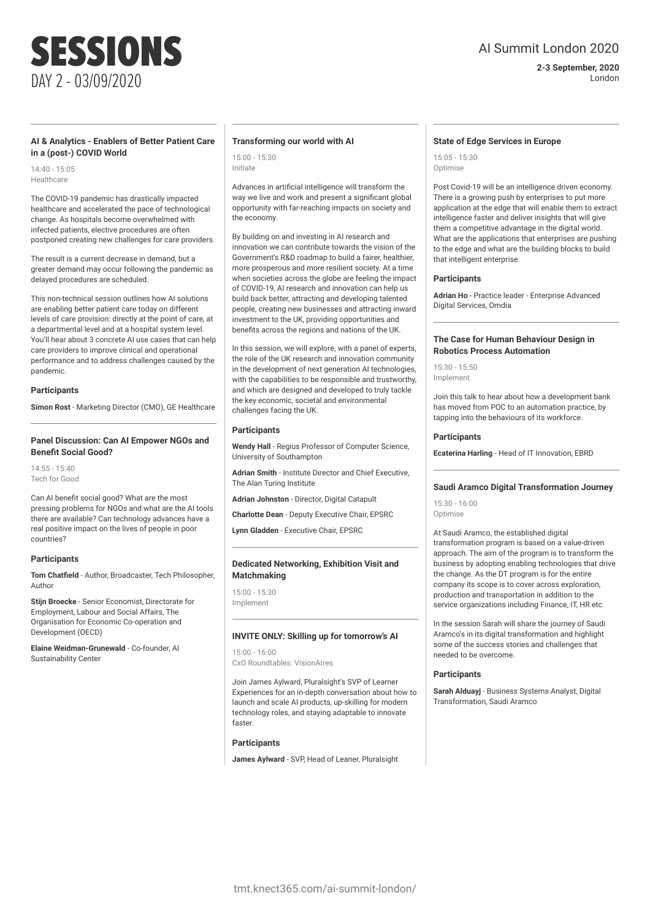# SESSIONS

DAY 2 - 03/09/2020

AI Summit London 2020

**2-3 September, 2020**
London

### AI & Analytics - Enablers of Better Patient Care in a (post-) COVID World

14:40 - 15:05
Healthcare

The COVID-19 pandemic has drastically impacted healthcare and accelerated the pace of technological change. As hospitals become overwhelmed with infected patients, elective procedures are often postponed creating new challenges for care providers.

The result is a current decrease in demand, but a greater demand may occur following the pandemic as delayed procedures are scheduled.

This non-technical session outlines how AI solutions are enabling better patient care today on different levels of care provision: directly at the point of care, at a departmental level and at a hospital system level. You'll hear about 3 concrete AI use cases that can help care providers to improve clinical and operational performance and to address challenges caused by the pandemic.

#### Participants

**Simon Rost** - Marketing Director (CMO), GE Healthcare

### Panel Discussion: Can AI Empower NGOs and Benefit Social Good?

14:55 - 15:40
Tech for Good

Can AI benefit social good? What are the most pressing problems for NGOs and what are the AI tools there are available? Can technology advances have a real positive impact on the lives of people in poor countries?

#### Participants

**Tom Chatfield** - Author, Broadcaster, Tech Philosopher, Author

**Stijn Broecke** - Senior Economist, Directorate for Employment, Labour and Social Affairs, The Organisation for Economic Co-operation and Development (OECD)

**Elaine Weidman-Grunewald** - Co-founder, AI Sustainability Center

### Transforming our world with AI

15:00 - 15:30
Initiate

Advances in artificial intelligence will transform the way we live and work and present a significant global opportunity with far-reaching impacts on society and the economy.

By building on and investing in AI research and innovation we can contribute towards the vision of the Government's R&D roadmap to build a fairer, healthier, more prosperous and more resilient society. At a time when societies across the globe are feeling the impact of COVID-19, AI research and innovation can help us build back better, attracting and developing talented people, creating new businesses and attracting inward investment to the UK, providing opportunities and benefits across the regions and nations of the UK.

In this session, we will explore, with a panel of experts, the role of the UK research and innovation community in the development of next generation AI technologies, with the capabilities to be responsible and trustworthy, and which are designed and developed to truly tackle the key economic, societal and environmental challenges facing the UK.

#### Participants

**Wendy Hall** - Regius Professor of Computer Science, University of Southampton

**Adrian Smith** - Institute Director and Chief Executive, The Alan Turing Institute

**Adrian Johnston** - Director, Digital Catapult

**Charlotte Dean** - Deputy Executive Chair, EPSRC

**Lynn Gladden** - Executive Chair, EPSRC

### Dedicated Networking, Exhibition Visit and Matchmaking

15:00 - 15:30
Implement

### INVITE ONLY: Skilling up for tomorrow's AI

15:00 - 16:00
CxO Roundtables: VisionAIres

Join James Aylward, Pluralsight's SVP of Learner Experiences for an in-depth conversation about how to launch and scale AI products, up-skilling for modern technology roles, and staying adaptable to innovate faster.

#### Participants

**James Aylward** - SVP, Head of Leaner, Pluralsight

### State of Edge Services in Europe

15:05 - 15:30
Optimise

Post Covid-19 will be an intelligence driven economy. There is a growing push by enterprises to put more application at the edge that will enable them to extract intelligence faster and deliver insights that will give them a competitive advantage in the digital world. What are the applications that enterprises are pushing to the edge and what are the building blocks to build that intelligent enterprise.

#### Participants

**Adrian Ho** - Practice leader - Enterprise Advanced Digital Services, Omdia

### The Case for Human Behaviour Design in Robotics Process Automation

15:30 - 15:50
Implement

Join this talk to hear about how a development bank has moved from POC to an automation practice, by tapping into the behaviours of its workforce.

#### Participants

**Ecaterina Harling** - Head of IT Innovation, EBRD

### Saudi Aramco Digital Transformation Journey

15:30 - 16:00
Optimise

At Saudi Aramco, the established digital transformation program is based on a value-driven approach. The aim of the program is to transform the business by adopting enabling technologies that drive the change. As the DT program is for the entire company its scope is to cover across exploration, production and transportation in addition to the service organizations including Finance, IT, HR etc.

In the session Sarah will share the journey of Saudi Aramco's in its digital transformation and highlight some of the success stories and challenges that needed to be overcome.

#### Participants

**Sarah Alduayj** - Business Systems Analyst, Digital Transformation, Saudi Aramco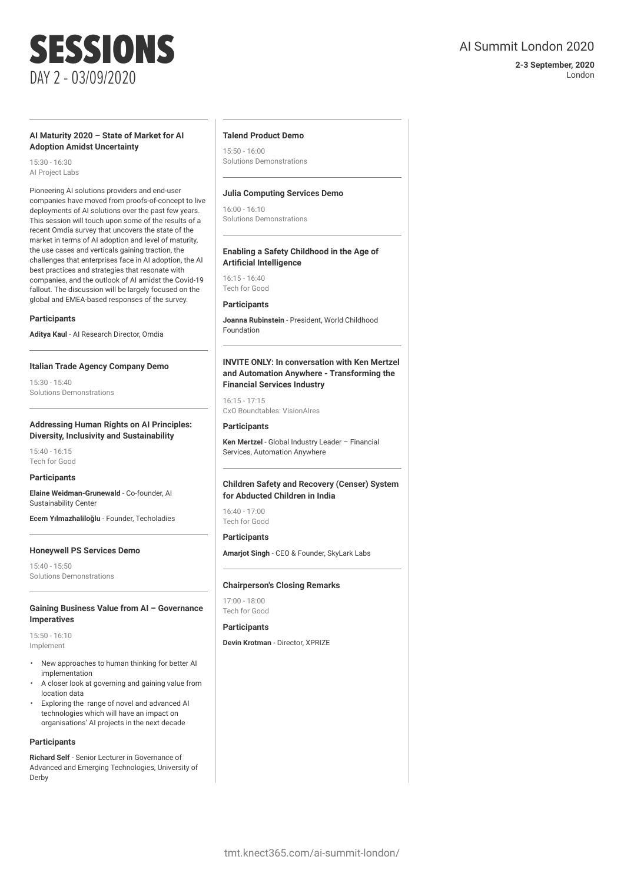# SESSIONS

DAY 2 - 03/09/2020

AI Summit London 2020

**2-3 September, 2020**
London

### AI Maturity 2020 – State of Market for AI Adoption Amidst Uncertainty

15:30 - 16:30
AI Project Labs

Pioneering AI solutions providers and end-user companies have moved from proofs-of-concept to live deployments of AI solutions over the past few years. This session will touch upon some of the results of a recent Omdia survey that uncovers the state of the market in terms of AI adoption and level of maturity, the use cases and verticals gaining traction, the challenges that enterprises face in AI adoption, the AI best practices and strategies that resonate with companies, and the outlook of AI amidst the Covid-19 fallout. The discussion will be largely focused on the global and EMEA-based responses of the survey.

**Participants**

**Aditya Kaul** - AI Research Director, Omdia

### Italian Trade Agency Company Demo

15:30 - 15:40
Solutions Demonstrations

### Addressing Human Rights on AI Principles: Diversity, Inclusivity and Sustainability

15:40 - 16:15
Tech for Good

**Participants**

**Elaine Weidman-Grunewald** - Co-founder, AI Sustainability Center

**Ecem Yılmazhaliloğlu** - Founder, Techoladies

### Honeywell PS Services Demo

15:40 - 15:50
Solutions Demonstrations

### Gaining Business Value from AI – Governance Imperatives

15:50 - 16:10
Implement

- New approaches to human thinking for better AI implementation
- A closer look at governing and gaining value from location data
- Exploring the range of novel and advanced AI technologies which will have an impact on organisations' AI projects in the next decade

**Participants**

**Richard Self** - Senior Lecturer in Governance of Advanced and Emerging Technologies, University of Derby

### Talend Product Demo

15:50 - 16:00
Solutions Demonstrations

### Julia Computing Services Demo

16:00 - 16:10
Solutions Demonstrations

### Enabling a Safety Childhood in the Age of Artificial Intelligence

16:15 - 16:40
Tech for Good

**Participants**

**Joanna Rubinstein** - President, World Childhood Foundation

### INVITE ONLY: In conversation with Ken Mertzel and Automation Anywhere - Transforming the Financial Services Industry

16:15 - 17:15
CxO Roundtables: VisionAIres

**Participants**

**Ken Mertzel** - Global Industry Leader – Financial Services, Automation Anywhere

### Children Safety and Recovery (Censer) System for Abducted Children in India

16:40 - 17:00
Tech for Good

**Participants**

**Amarjot Singh** - CEO & Founder, SkyLark Labs

### Chairperson's Closing Remarks

17:00 - 18:00
Tech for Good

**Participants**

**Devin Krotman** - Director, XPRIZE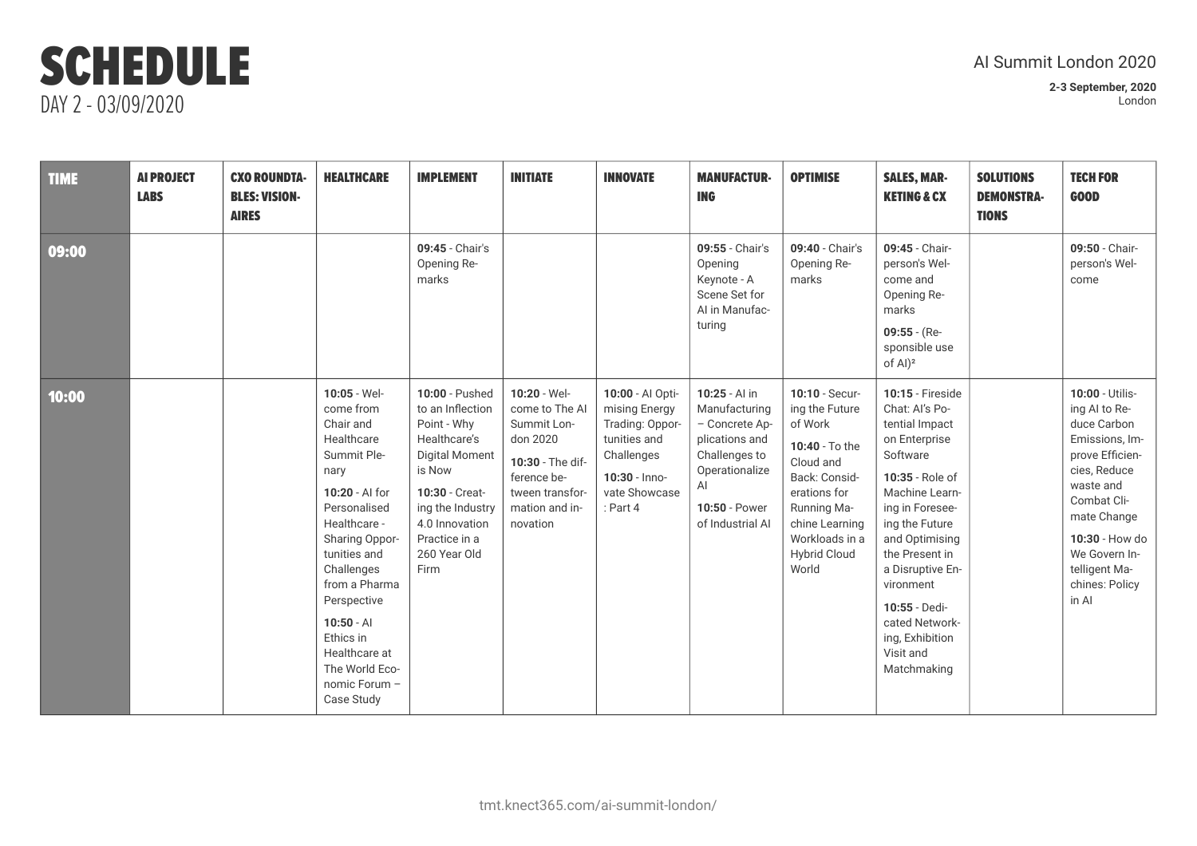# SCHEDULE

DAY 2 - 03/09/2020

AI Summit London 2020

**2-3 September, 2020**
London

| TIME | AI PROJECT LABS | CXO ROUNDTABLES: VISIONAIRES | HEALTHCARE | IMPLEMENT | INITIATE | INNOVATE | MANUFACTURING | OPTIMISE | SALES, MARKETING & CX | SOLUTIONS DEMONSTRATIONS | TECH FOR GOOD |
|---|---|---|---|---|---|---|---|---|---|---|---|
| **09:00** | | | | **09:45** - Chair's Opening Remarks | | | **09:55** - Chair's Opening Keynote - A Scene Set for AI in Manufacturing | **09:40** - Chair's Opening Remarks | **09:45** - Chairperson's Welcome and Opening Remarks<br>**09:55** - (Responsible use of AI)² | | **09:50** - Chairperson's Welcome |
| **10:00** | | | **10:05** - Welcome from Chair and Healthcare Summit Plenary<br>**10:20** - AI for Personalised Healthcare - Sharing Opportunities and Challenges from a Pharma Perspective<br>**10:50** - AI Ethics in Healthcare at The World Economic Forum – Case Study | **10:00** - Pushed to an Inflection Point - Why Healthcare's Digital Moment is Now<br>**10:30** - Creating the Industry 4.0 Innovation Practice in a 260 Year Old Firm | **10:20** - Welcome to The AI Summit London 2020<br>**10:30** - The difference between transformation and innovation | **10:00** - AI Optimising Energy Trading: Opportunities and Challenges<br>**10:30** - Innovate Showcase : Part 4 | **10:25** - AI in Manufacturing – Concrete Applications and Challenges to Operationalize AI<br>**10:50** - Power of Industrial AI | **10:10** - Securing the Future of Work<br>**10:40** - To the Cloud and Back: Considerations for Running Machine Learning Workloads in a Hybrid Cloud World | **10:15** - Fireside Chat: AI's Potential Impact on Enterprise Software<br>**10:35** - Role of Machine Learning in Foreseeing the Future and Optimising the Present in a Disruptive Environment<br>**10:55** - Dedicated Networking, Exhibition Visit and Matchmaking | | **10:00** - Utilising AI to Reduce Carbon Emissions, Improve Efficiencies, Reduce waste and Combat Climate Change<br>**10:30** - How do We Govern Intelligent Machines: Policy in AI |

tmt.knect365.com/ai-summit-london/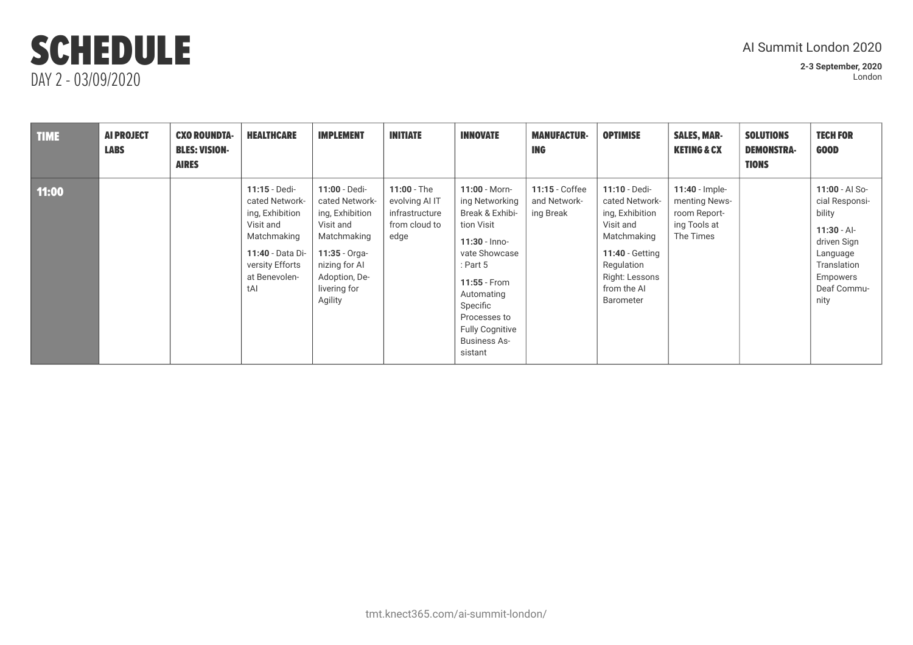# SCHEDULE

DAY 2 - 03/09/2020

AI Summit London 2020

**2-3 September, 2020**
London

| TIME | AI PROJECT LABS | CXO ROUNDTABLES: VISIONAIRES | HEALTHCARE | IMPLEMENT | INITIATE | INNOVATE | MANUFACTURING | OPTIMISE | SALES, MARKETING & CX | SOLUTIONS DEMONSTRATIONS | TECH FOR GOOD |
|---|---|---|---|---|---|---|---|---|---|---|---|
| 11:00 | | | **11:15** - Dedicated Networking, Exhibition Visit and Matchmaking<br>**11:40** - Data Diversity Efforts at BenevolentAI | **11:00** - Dedicated Networking, Exhibition Visit and Matchmaking<br>**11:35** - Organizing for AI Adoption, Delivering for Agility | **11:00** - The evolving AI IT infrastructure from cloud to edge | **11:00** - Morning Networking Break & Exhibition Visit<br>**11:30** - Innovate Showcase : Part 5<br>**11:55** - From Automating Specific Processes to Fully Cognitive Business Assistant | **11:15** - Coffee and Networking Break | **11:10** - Dedicated Networking, Exhibition Visit and Matchmaking<br>**11:40** - Getting Regulation Right: Lessons from the AI Barometer | **11:40** - Implementing Newsroom Reporting Tools at The Times | | **11:00** - AI Social Responsibility<br>**11:30** - AI-driven Sign Language Translation Empowers Deaf Community |

tmt.knect365.com/ai-summit-london/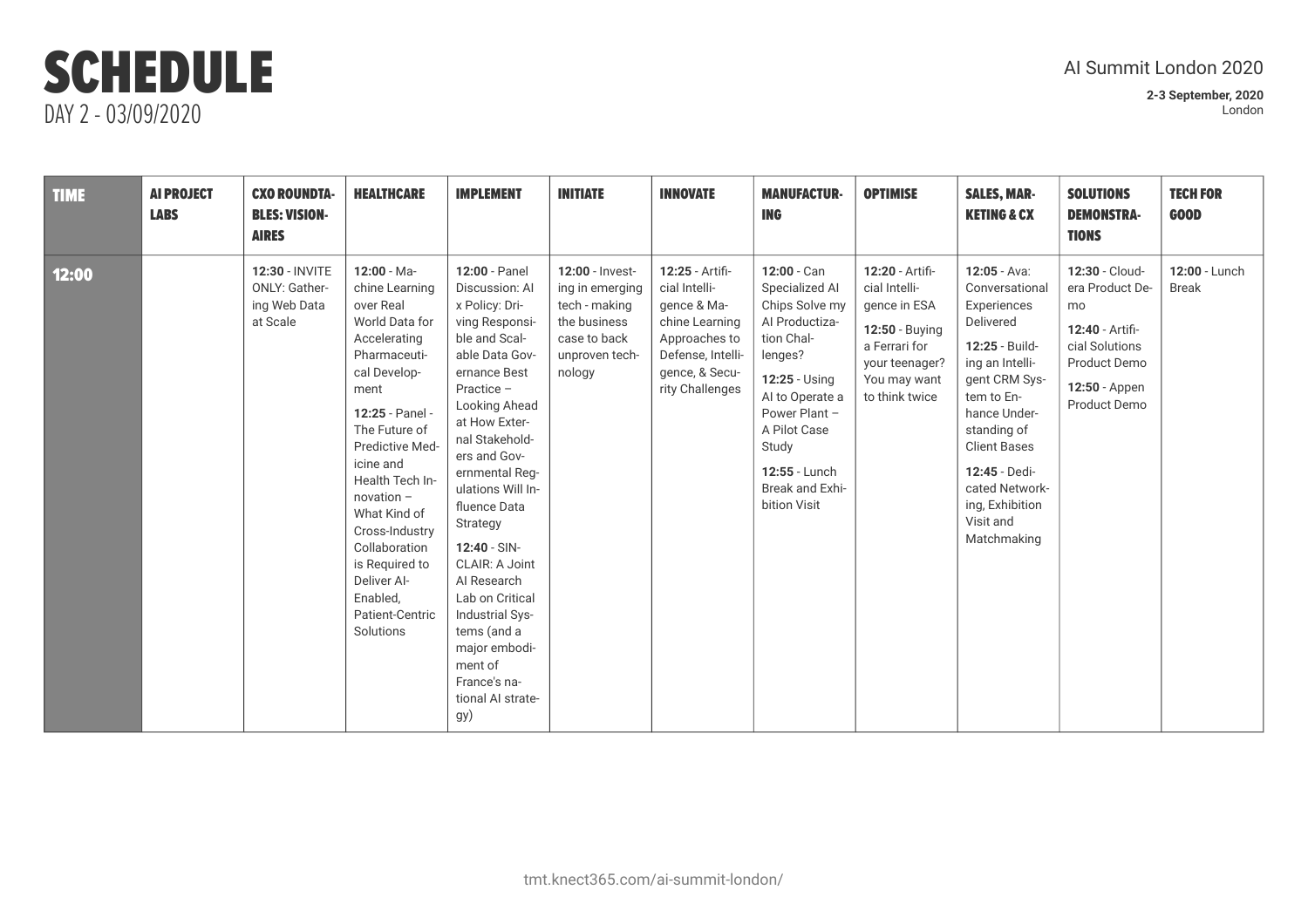# SCHEDULE

DAY 2 - 03/09/2020

AI Summit London 2020

**2-3 September, 2020**
London

| TIME | AI PROJECT LABS | CXO ROUNDTABLES: VISIONAIRES | HEALTHCARE | IMPLEMENT | INITIATE | INNOVATE | MANUFACTURING | OPTIMISE | SALES, MARKETING & CX | SOLUTIONS DEMONSTRATIONS | TECH FOR GOOD |
|---|---|---|---|---|---|---|---|---|---|---|---|
| 12:00 | | **12:30** - INVITE ONLY: Gathering Web Data at Scale | **12:00** - Machine Learning over Real World Data for Accelerating Pharmaceutical Development<br><br>**12:25** - Panel - The Future of Predictive Medicine and Health Tech Innovation – What Kind of Cross-Industry Collaboration is Required to Deliver AI-Enabled, Patient-Centric Solutions | **12:00** - Panel Discussion: AI x Policy: Driving Responsible and Scalable Data Governance Best Practice – Looking Ahead at How External Stakeholders and Governmental Regulations Will Influence Data Strategy<br><br>**12:40** - SINCLAIR: A Joint AI Research Lab on Critical Industrial Systems (and a major embodiment of France's national AI strategy) | **12:00** - Investing in emerging tech - making the business case to back unproven technology | **12:25** - Artificial Intelligence & Machine Learning Approaches to Defense, Intelligence, & Security Challenges | **12:00** - Can Specialized AI Chips Solve my AI Productization Challenges?<br><br>**12:25** - Using AI to Operate a Power Plant – A Pilot Case Study<br><br>**12:55** - Lunch Break and Exhibition Visit | **12:20** - Artificial Intelligence in ESA<br><br>**12:50** - Buying a Ferrari for your teenager? You may want to think twice | **12:05** - Ava: Conversational Experiences Delivered<br><br>**12:25** - Building an Intelligent CRM System to Enhance Understanding of Client Bases<br><br>**12:45** - Dedicated Networking, Exhibition Visit and Matchmaking | **12:30** - Cloudera Product Demo<br><br>**12:40** - Artificial Solutions Product Demo<br><br>**12:50** - Appen Product Demo | **12:00** - Lunch Break |

tmt.knect365.com/ai-summit-london/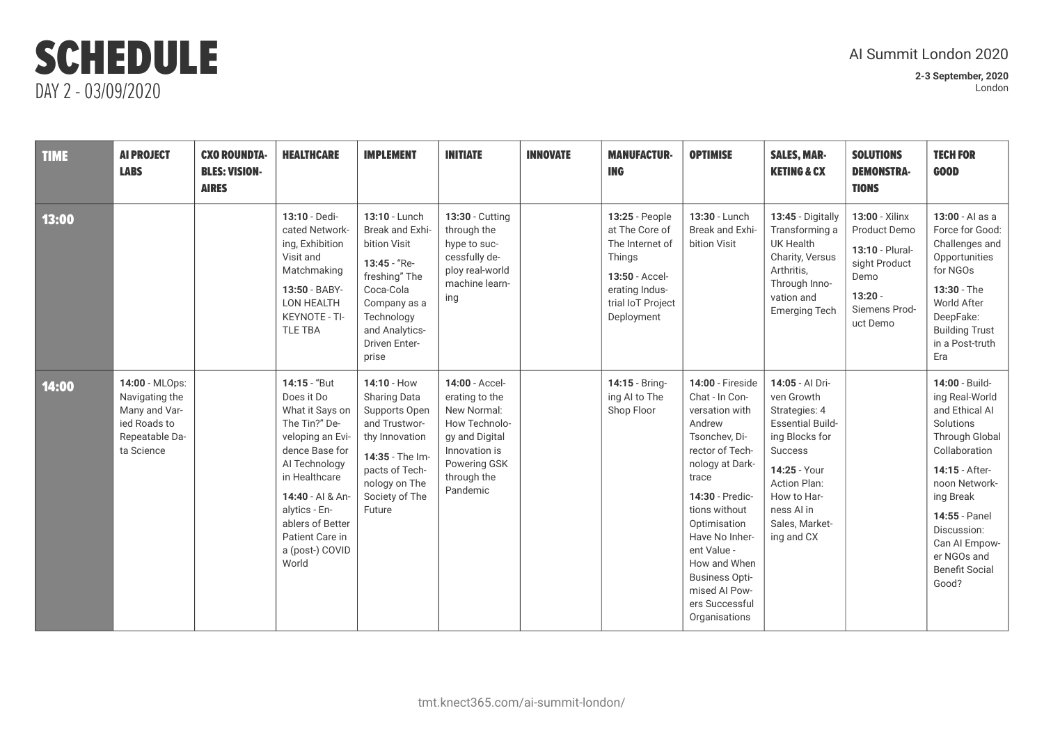# SCHEDULE

DAY 2 - 03/09/2020

AI Summit London 2020

**2-3 September, 2020**
London

| TIME | AI PROJECT LABS | CXO ROUNDTABLES: VISIONAIRES | HEALTHCARE | IMPLEMENT | INITIATE | INNOVATE | MANUFACTURING | OPTIMISE | SALES, MARKETING & CX | SOLUTIONS DEMONSTRATIONS | TECH FOR GOOD |
|---|---|---|---|---|---|---|---|---|---|---|---|
| 13:00 | | | **13:10** - Dedicated Networking, Exhibition Visit and Matchmaking<br>**13:50** - BABYLON HEALTH KEYNOTE - TITLE TBA | **13:10** - Lunch Break and Exhibition Visit<br>**13:45** - "Refreshing" The Coca-Cola Company as a Technology and Analytics-Driven Enterprise | **13:30** - Cutting through the hype to successfully deploy real-world machine learning | | **13:25** - People at The Core of The Internet of Things<br>**13:50** - Accelerating Industrial IoT Project Deployment | **13:30** - Lunch Break and Exhibition Visit | **13:45** - Digitally Transforming a UK Health Charity, Versus Arthritis, Through Innovation and Emerging Tech | **13:00** - Xilinx Product Demo<br>**13:10** - Pluralsight Product Demo<br>**13:20** - Siemens Product Demo | **13:00** - AI as a Force for Good: Challenges and Opportunities for NGOs<br>**13:30** - The World After DeepFake: Building Trust in a Post-truth Era |
| 14:00 | **14:00** - MLOps: Navigating the Many and Varied Roads to Repeatable Data Science | | **14:15** - "But Does it Do What it Says on The Tin?" Developing an Evidence Base for AI Technology in Healthcare<br>**14:40** - AI & Analytics - Enablers of Better Patient Care in a (post-) COVID World | **14:10** - How Sharing Data Supports Open and Trustworthy Innovation<br>**14:35** - The Impacts of Technology on The Society of The Future | **14:00** - Accelerating to the New Normal: How Technology and Digital Innovation is Powering GSK through the Pandemic | | **14:15** - Bringing AI to The Shop Floor | **14:00** - Fireside Chat - In Conversation with Andrew Tsonchev, Director of Technology at Darktrace<br>**14:30** - Predictions without Optimisation Have No Inherent Value - How and When Business Optimised AI Powers Successful Organisations | **14:05** - AI Driven Growth Strategies: 4 Essential Building Blocks for Success<br>**14:25** - Your Action Plan: How to Harness AI in Sales, Marketing and CX | | **14:00** - Building Real-World and Ethical AI Solutions Through Global Collaboration<br>**14:15** - Afternoon Networking Break<br>**14:55** - Panel Discussion: Can AI Empower NGOs and Benefit Social Good? |

tmt.knect365.com/ai-summit-london/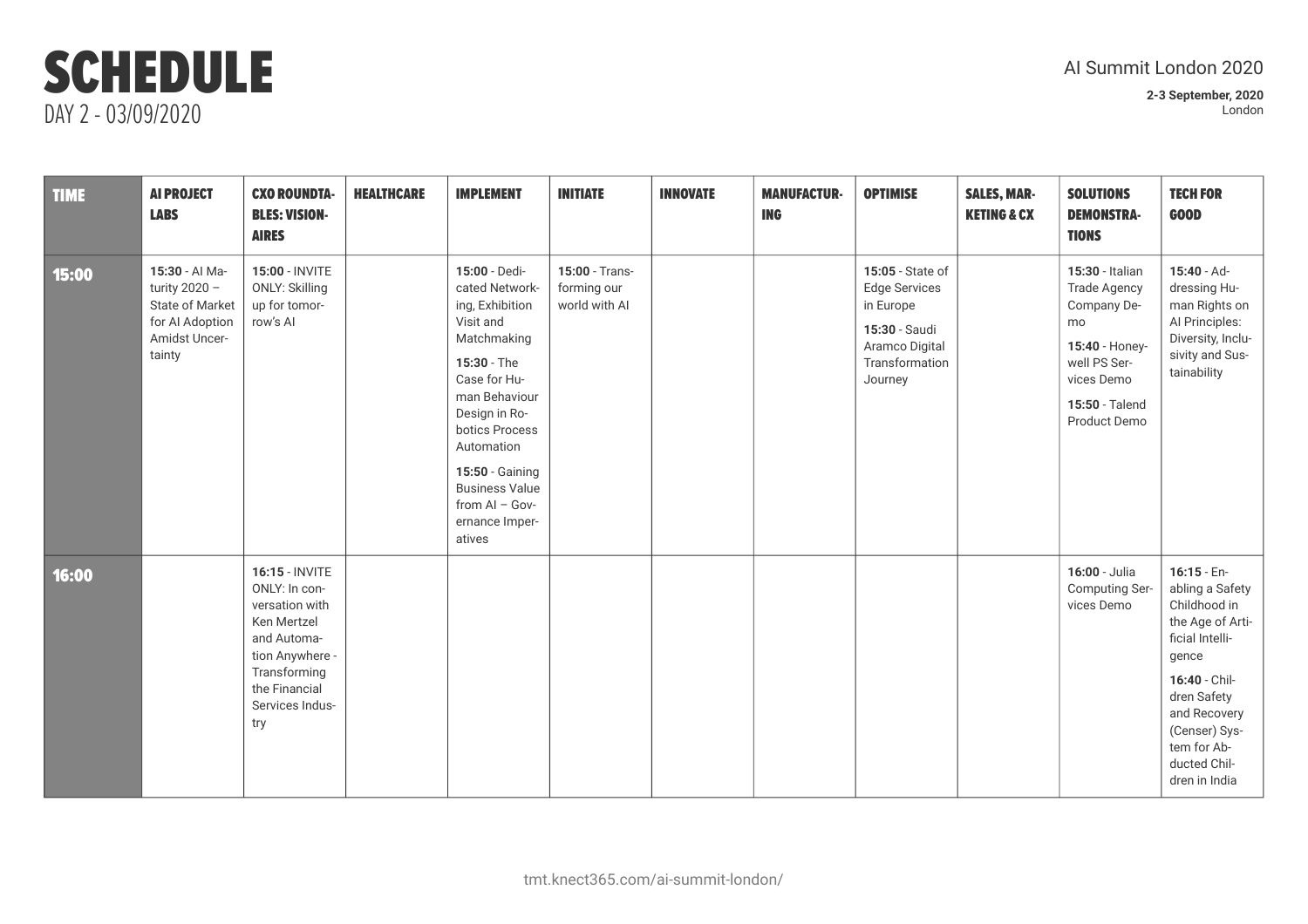# SCHEDULE

DAY 2 - 03/09/2020

AI Summit London 2020

**2-3 September, 2020**
London

| TIME | AI PROJECT LABS | CXO ROUNDTABLES: VISIONAIRES | HEALTHCARE | IMPLEMENT | INITIATE | INNOVATE | MANUFACTURING | OPTIMISE | SALES, MARKETING & CX | SOLUTIONS DEMONSTRATIONS | TECH FOR GOOD |
|---|---|---|---|---|---|---|---|---|---|---|---|
| **15:00** | **15:30** - AI Maturity 2020 – State of Market for AI Adoption Amidst Uncertainty | **15:00** - INVITE ONLY: Skilling up for tomorrow's AI | | **15:00** - Dedicated Networking, Exhibition Visit and Matchmaking<br>**15:30** - The Case for Human Behaviour Design in Robotics Process Automation<br>**15:50** - Gaining Business Value from AI – Governance Imperatives | **15:00** - Transforming our world with AI | | | **15:05** - State of Edge Services in Europe<br>**15:30** - Saudi Aramco Digital Transformation Journey | | **15:30** - Italian Trade Agency Company Demo<br>**15:40** - Honeywell PS Services Demo<br>**15:50** - Talend Product Demo | **15:40** - Addressing Human Rights on AI Principles: Diversity, Inclusivity and Sustainability |
| **16:00** | | **16:15** - INVITE ONLY: In conversation with Ken Mertzel and Automation Anywhere - Transforming the Financial Services Industry | | | | | | | | **16:00** - Julia Computing Services Demo | **16:15** - Enabling a Safety Childhood in the Age of Artificial Intelligence<br>**16:40** - Children Safety and Recovery (Censer) System for Abducted Children in India |

tmt.knect365.com/ai-summit-london/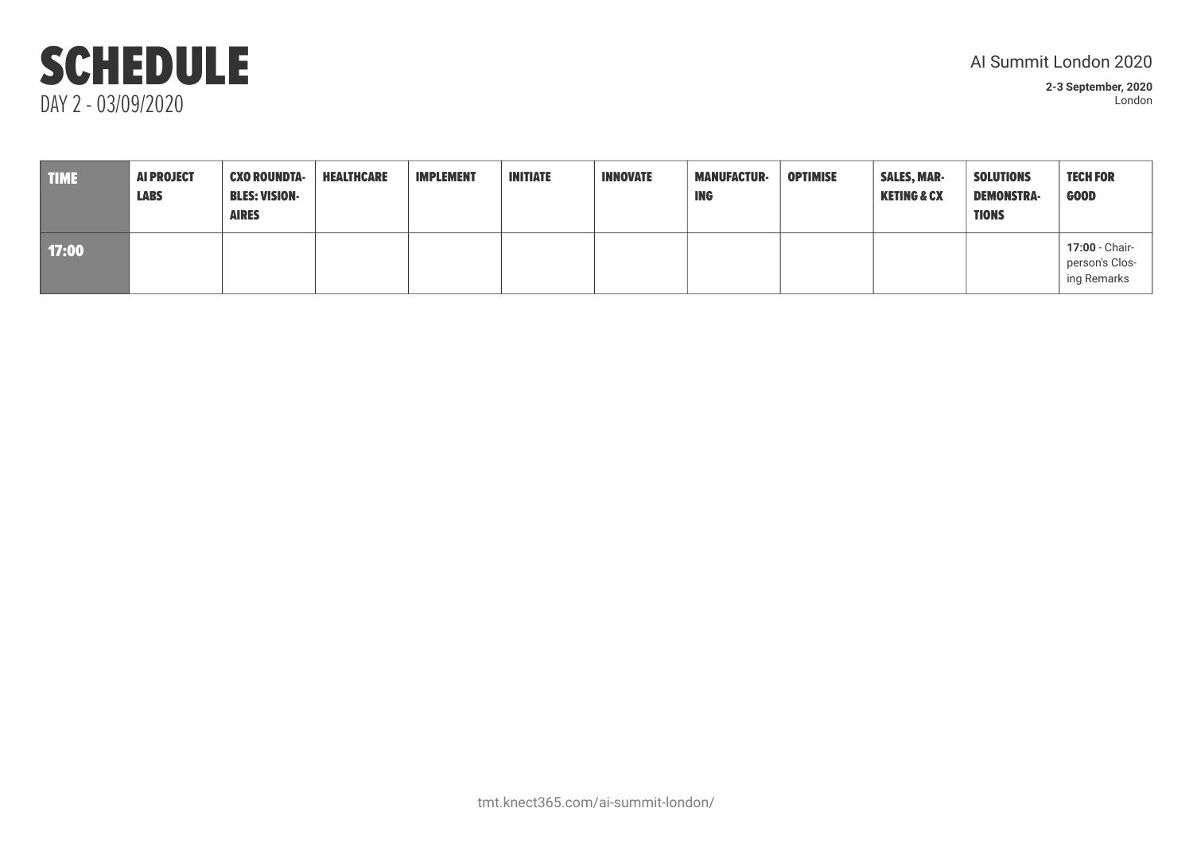# SCHEDULE

DAY 2 - 03/09/2020

AI Summit London 2020

**2-3 September, 2020**
London

| TIME | AI PROJECT LABS | CXO ROUNDTABLES: VISIONAIRES | HEALTHCARE | IMPLEMENT | INITIATE | INNOVATE | MANUFACTURING | OPTIMISE | SALES, MARKETING & CX | SOLUTIONS DEMONSTRATIONS | TECH FOR GOOD |
|---|---|---|---|---|---|---|---|---|---|---|---|
| 17:00 | | | | | | | | | | | **17:00** - Chairperson's Closing Remarks |

tmt.knect365.com/ai-summit-london/